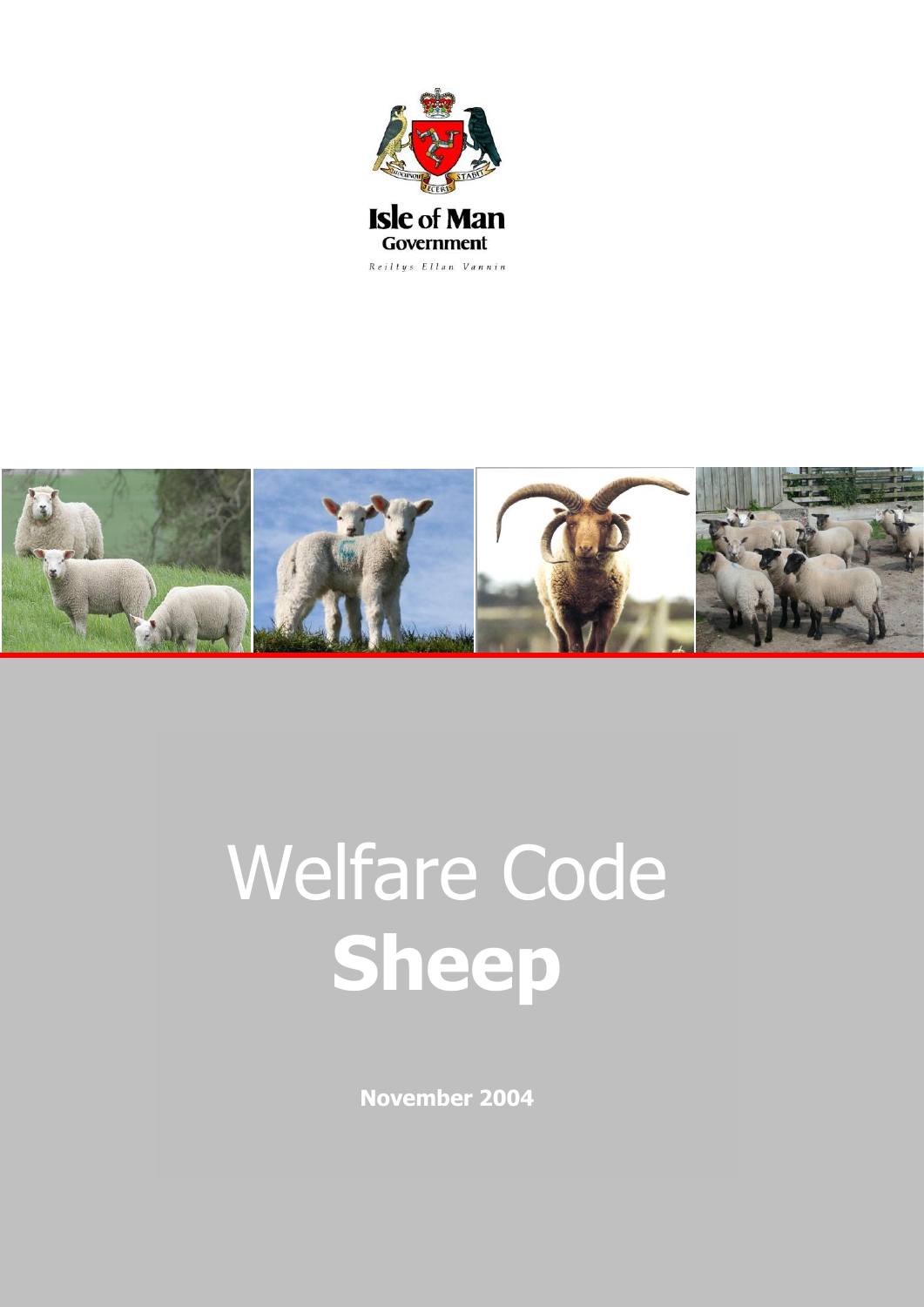Isle of Man Government

Reiltys Ellan Vannin

# Welfare Code **Sheep**

**November 2004**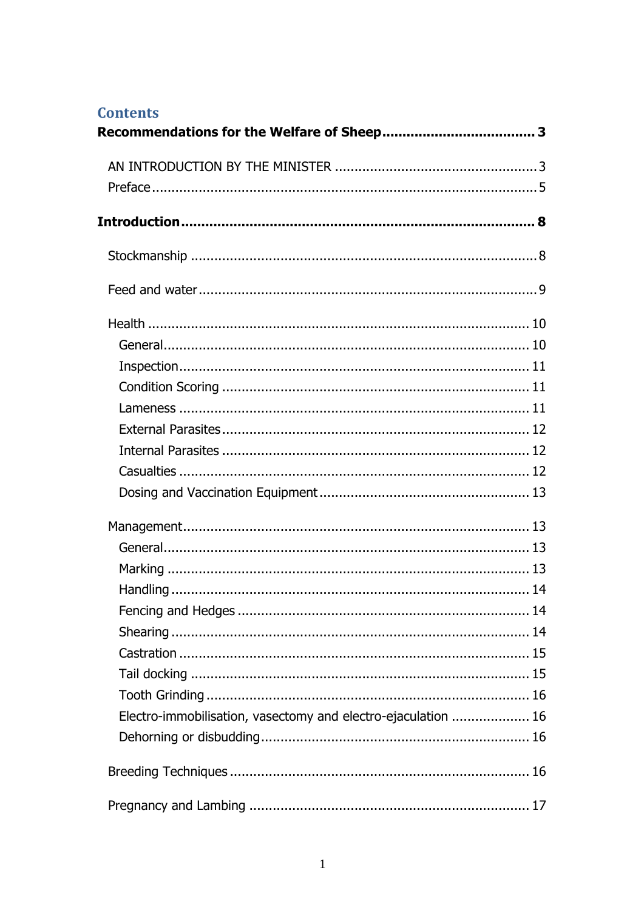## Contents

**Recommendations for the Welfare of Sheep** ..... 3

- AN INTRODUCTION BY THE MINISTER ..... 3
- Preface ..... 5

**Introduction** ..... 8

- Stockmanship ..... 8
- Feed and water ..... 9
- Health ..... 10
  - General ..... 10
  - Inspection ..... 11
  - Condition Scoring ..... 11
  - Lameness ..... 11
  - External Parasites ..... 12
  - Internal Parasites ..... 12
  - Casualties ..... 12
  - Dosing and Vaccination Equipment ..... 13
- Management ..... 13
  - General ..... 13
  - Marking ..... 13
  - Handling ..... 14
  - Fencing and Hedges ..... 14
  - Shearing ..... 14
  - Castration ..... 15
  - Tail docking ..... 15
  - Tooth Grinding ..... 16
  - Electro-immobilisation, vasectomy and electro-ejaculation ..... 16
  - Dehorning or disbudding ..... 16
- Breeding Techniques ..... 16
- Pregnancy and Lambing ..... 17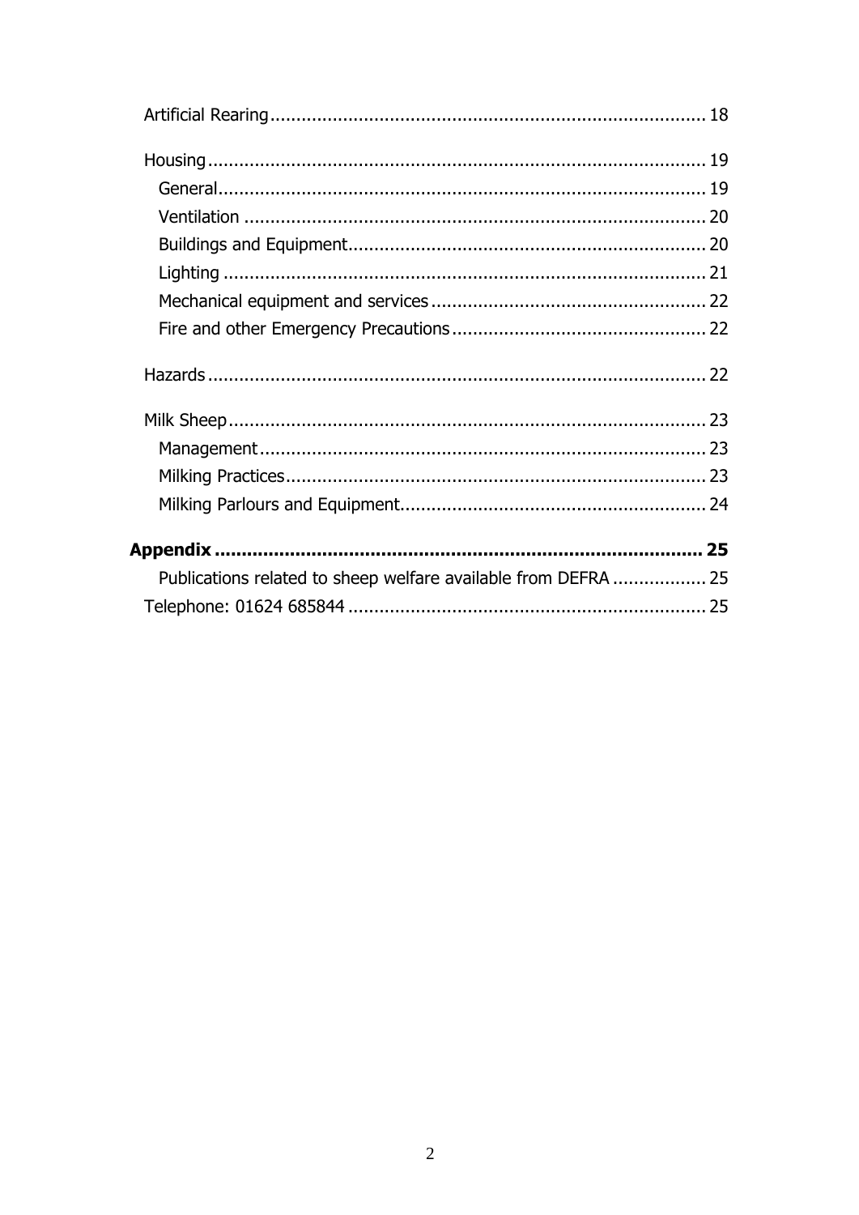Artificial Rearing .................................................................................... 18

Housing ............................................................................................... 19
- General ............................................................................................ 19
- Ventilation ....................................................................................... 20
- Buildings and Equipment .................................................................... 20
- Lighting ........................................................................................... 21
- Mechanical equipment and services .................................................... 22
- Fire and other Emergency Precautions ................................................ 22

Hazards ............................................................................................... 22

Milk Sheep ........................................................................................... 23
- Management ..................................................................................... 23
- Milking Practices ............................................................................... 23
- Milking Parlours and Equipment .......................................................... 24

**Appendix ............................................................................................ 25**

- Publications related to sheep welfare available from DEFRA .................. 25

Telephone: 01624 685844 .................................................................... 25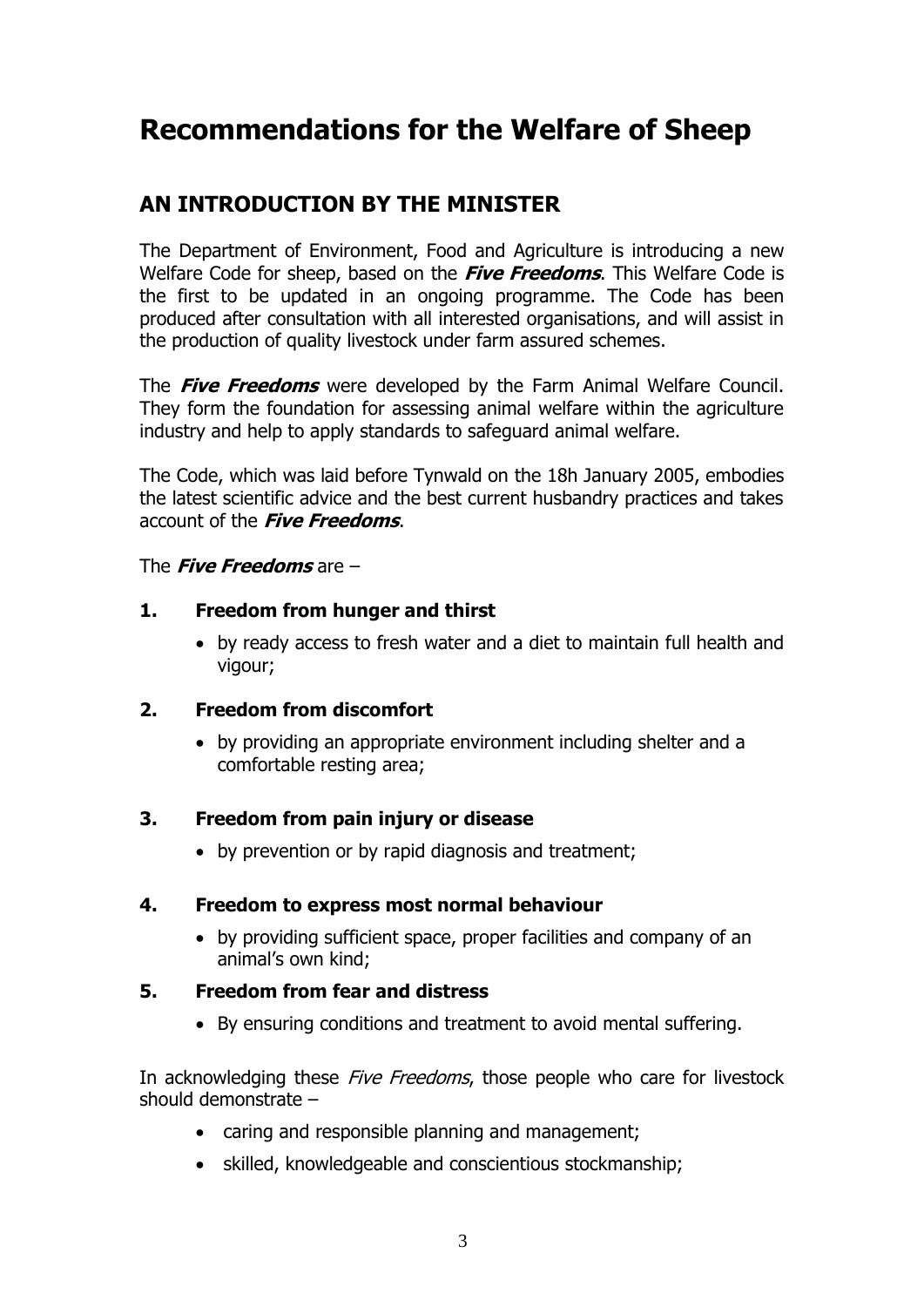# Recommendations for the Welfare of Sheep

## AN INTRODUCTION BY THE MINISTER

The Department of Environment, Food and Agriculture is introducing a new Welfare Code for sheep, based on the ***Five Freedoms***. This Welfare Code is the first to be updated in an ongoing programme. The Code has been produced after consultation with all interested organisations, and will assist in the production of quality livestock under farm assured schemes.

The ***Five Freedoms*** were developed by the Farm Animal Welfare Council. They form the foundation for assessing animal welfare within the agriculture industry and help to apply standards to safeguard animal welfare.

The Code, which was laid before Tynwald on the 18h January 2005, embodies the latest scientific advice and the best current husbandry practices and takes account of the ***Five Freedoms***.

The ***Five Freedoms*** are –

**1. Freedom from hunger and thirst**

- by ready access to fresh water and a diet to maintain full health and vigour;

**2. Freedom from discomfort**

- by providing an appropriate environment including shelter and a comfortable resting area;

**3. Freedom from pain injury or disease**

- by prevention or by rapid diagnosis and treatment;

**4. Freedom to express most normal behaviour**

- by providing sufficient space, proper facilities and company of an animal's own kind;

**5. Freedom from fear and distress**

- By ensuring conditions and treatment to avoid mental suffering.

In acknowledging these *Five Freedoms*, those people who care for livestock should demonstrate –

- caring and responsible planning and management;
- skilled, knowledgeable and conscientious stockmanship;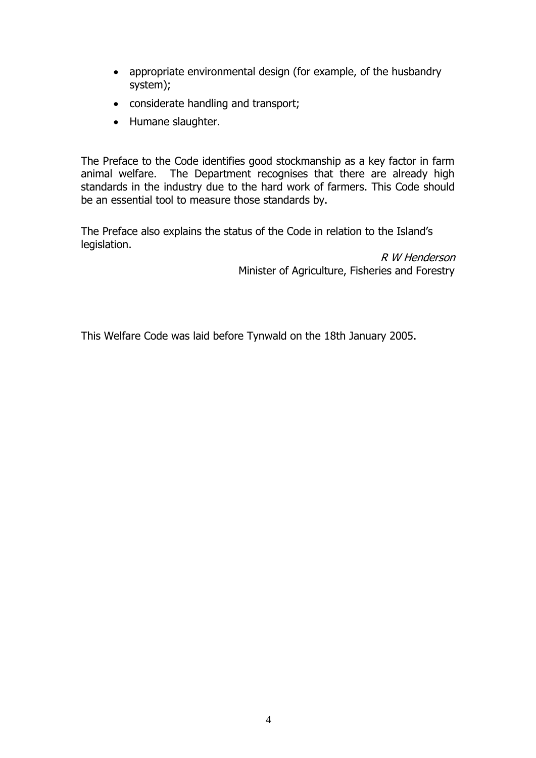- appropriate environmental design (for example, of the husbandry system);
- considerate handling and transport;
- Humane slaughter.

The Preface to the Code identifies good stockmanship as a key factor in farm animal welfare. The Department recognises that there are already high standards in the industry due to the hard work of farmers. This Code should be an essential tool to measure those standards by.

The Preface also explains the status of the Code in relation to the Island's legislation.

*R W Henderson*
Minister of Agriculture, Fisheries and Forestry

This Welfare Code was laid before Tynwald on the 18th January 2005.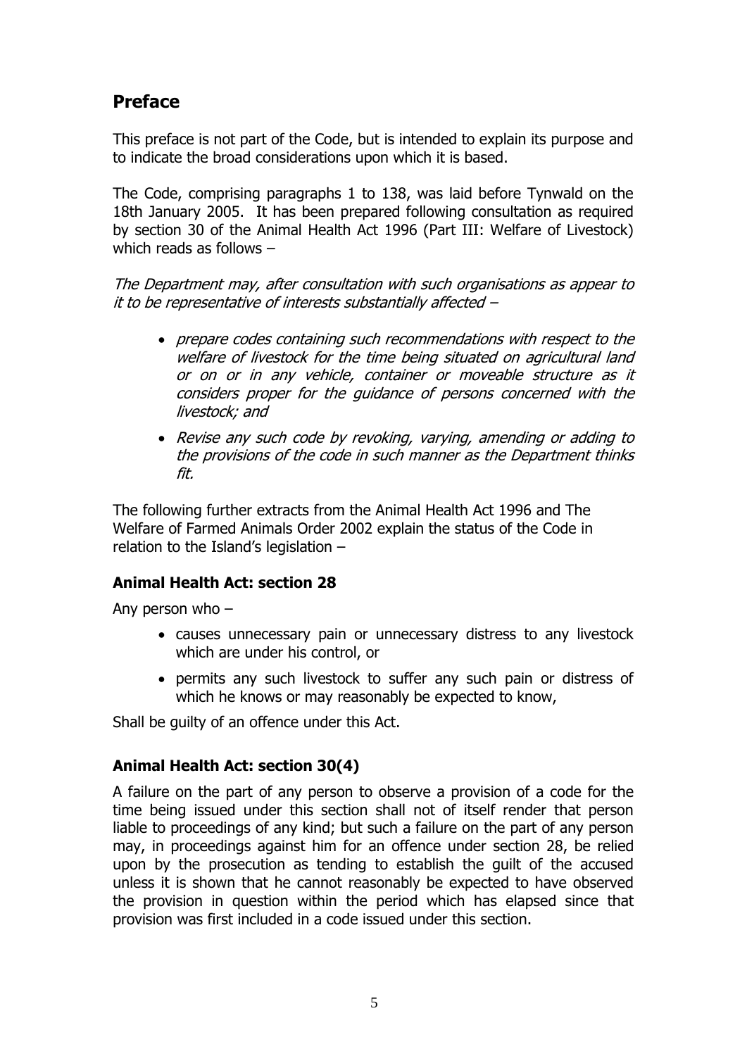## Preface

This preface is not part of the Code, but is intended to explain its purpose and to indicate the broad considerations upon which it is based.

The Code, comprising paragraphs 1 to 138, was laid before Tynwald on the 18th January 2005. It has been prepared following consultation as required by section 30 of the Animal Health Act 1996 (Part III: Welfare of Livestock) which reads as follows –

*The Department may, after consultation with such organisations as appear to it to be representative of interests substantially affected –*

- *prepare codes containing such recommendations with respect to the welfare of livestock for the time being situated on agricultural land or on or in any vehicle, container or moveable structure as it considers proper for the guidance of persons concerned with the livestock; and*
- *Revise any such code by revoking, varying, amending or adding to the provisions of the code in such manner as the Department thinks fit.*

The following further extracts from the Animal Health Act 1996 and The Welfare of Farmed Animals Order 2002 explain the status of the Code in relation to the Island's legislation –

### Animal Health Act: section 28

Any person who –

- causes unnecessary pain or unnecessary distress to any livestock which are under his control, or
- permits any such livestock to suffer any such pain or distress of which he knows or may reasonably be expected to know,

Shall be guilty of an offence under this Act.

### Animal Health Act: section 30(4)

A failure on the part of any person to observe a provision of a code for the time being issued under this section shall not of itself render that person liable to proceedings of any kind; but such a failure on the part of any person may, in proceedings against him for an offence under section 28, be relied upon by the prosecution as tending to establish the guilt of the accused unless it is shown that he cannot reasonably be expected to have observed the provision in question within the period which has elapsed since that provision was first included in a code issued under this section.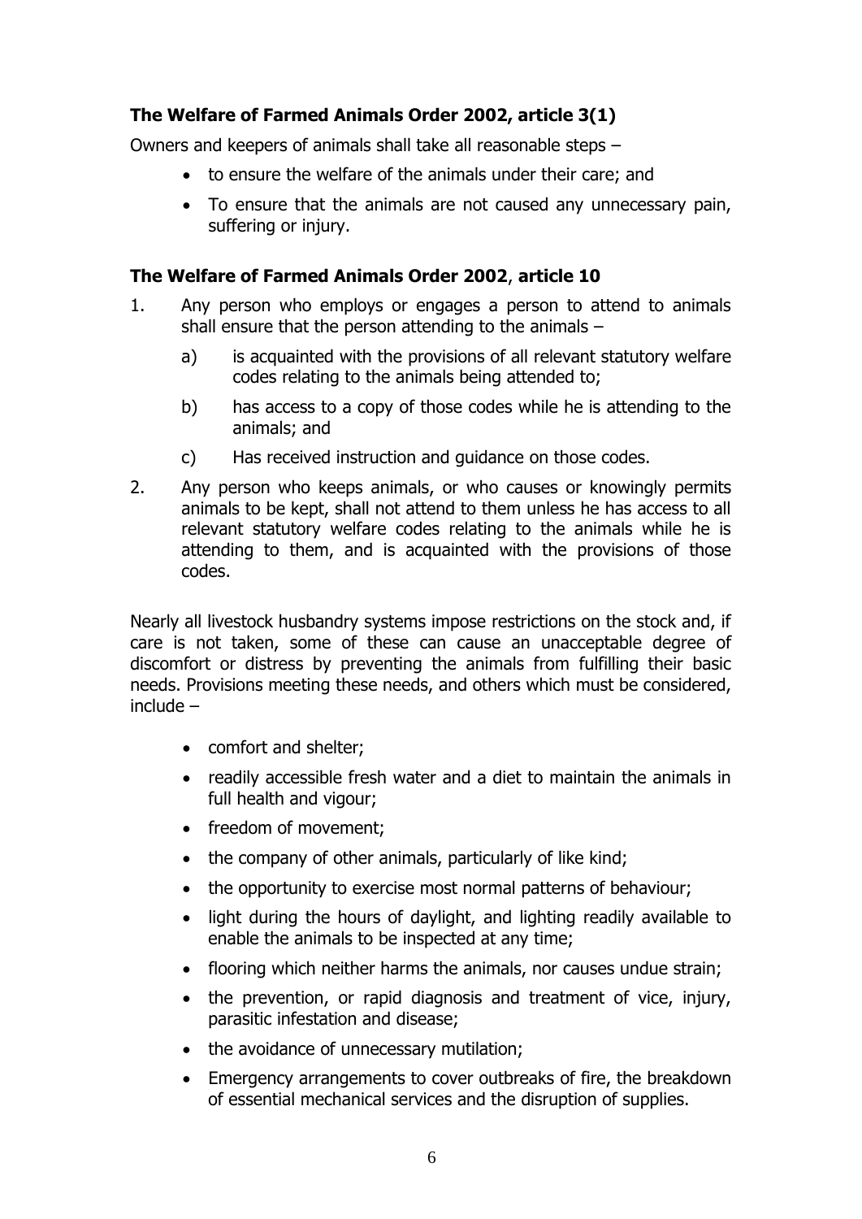**The Welfare of Farmed Animals Order 2002, article 3(1)**

Owners and keepers of animals shall take all reasonable steps –

- to ensure the welfare of the animals under their care; and
- To ensure that the animals are not caused any unnecessary pain, suffering or injury.

**The Welfare of Farmed Animals Order 2002**, **article 10**

1. Any person who employs or engages a person to attend to animals shall ensure that the person attending to the animals –
   a) is acquainted with the provisions of all relevant statutory welfare codes relating to the animals being attended to;
   b) has access to a copy of those codes while he is attending to the animals; and
   c) Has received instruction and guidance on those codes.
2. Any person who keeps animals, or who causes or knowingly permits animals to be kept, shall not attend to them unless he has access to all relevant statutory welfare codes relating to the animals while he is attending to them, and is acquainted with the provisions of those codes.

Nearly all livestock husbandry systems impose restrictions on the stock and, if care is not taken, some of these can cause an unacceptable degree of discomfort or distress by preventing the animals from fulfilling their basic needs. Provisions meeting these needs, and others which must be considered, include –

- comfort and shelter;
- readily accessible fresh water and a diet to maintain the animals in full health and vigour;
- freedom of movement;
- the company of other animals, particularly of like kind;
- the opportunity to exercise most normal patterns of behaviour;
- light during the hours of daylight, and lighting readily available to enable the animals to be inspected at any time;
- flooring which neither harms the animals, nor causes undue strain;
- the prevention, or rapid diagnosis and treatment of vice, injury, parasitic infestation and disease;
- the avoidance of unnecessary mutilation;
- Emergency arrangements to cover outbreaks of fire, the breakdown of essential mechanical services and the disruption of supplies.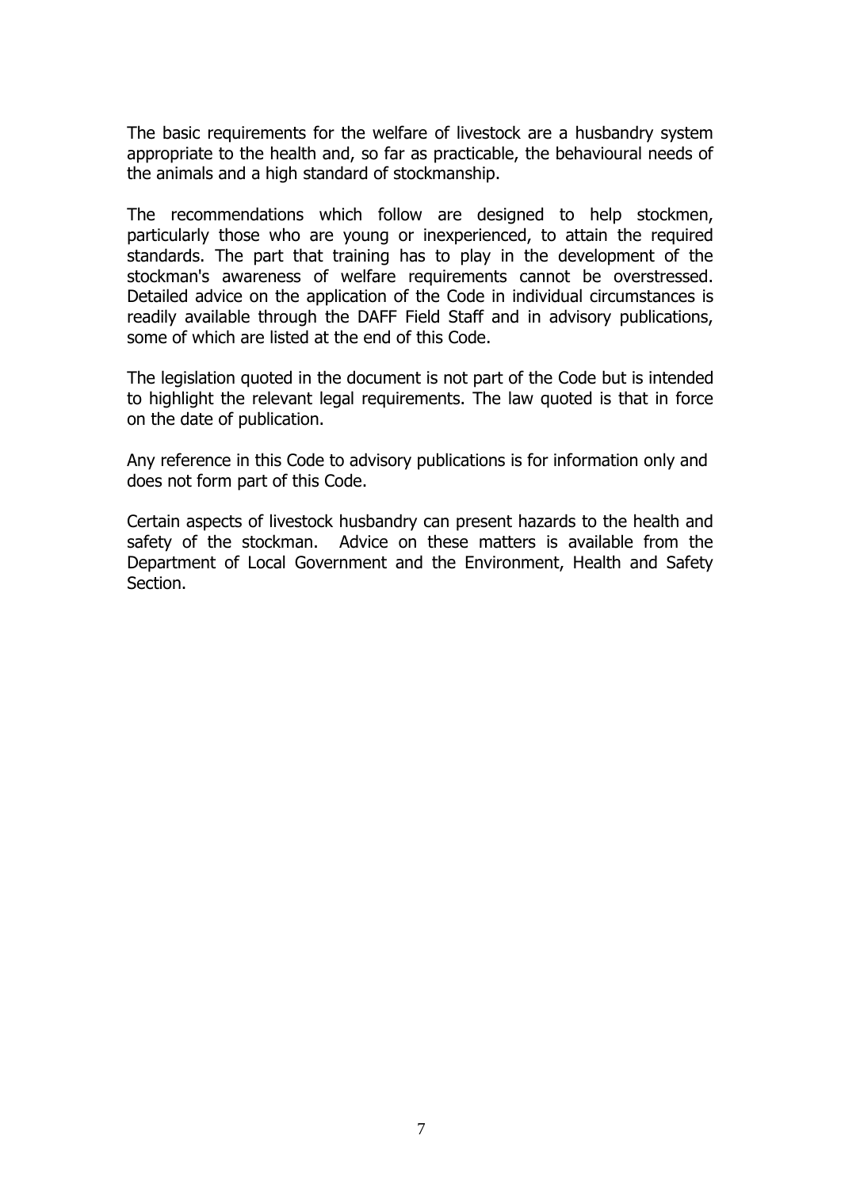The basic requirements for the welfare of livestock are a husbandry system appropriate to the health and, so far as practicable, the behavioural needs of the animals and a high standard of stockmanship.

The recommendations which follow are designed to help stockmen, particularly those who are young or inexperienced, to attain the required standards. The part that training has to play in the development of the stockman's awareness of welfare requirements cannot be overstressed. Detailed advice on the application of the Code in individual circumstances is readily available through the DAFF Field Staff and in advisory publications, some of which are listed at the end of this Code.

The legislation quoted in the document is not part of the Code but is intended to highlight the relevant legal requirements. The law quoted is that in force on the date of publication.

Any reference in this Code to advisory publications is for information only and does not form part of this Code.

Certain aspects of livestock husbandry can present hazards to the health and safety of the stockman. Advice on these matters is available from the Department of Local Government and the Environment, Health and Safety Section.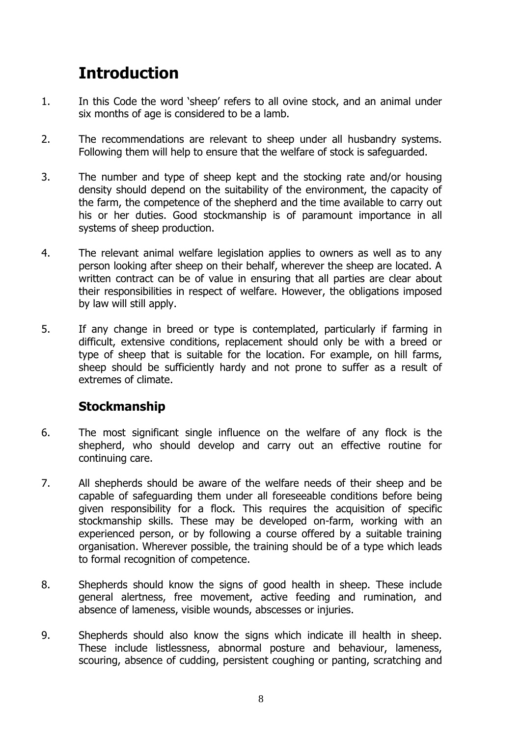# Introduction

1. In this Code the word 'sheep' refers to all ovine stock, and an animal under six months of age is considered to be a lamb.

2. The recommendations are relevant to sheep under all husbandry systems. Following them will help to ensure that the welfare of stock is safeguarded.

3. The number and type of sheep kept and the stocking rate and/or housing density should depend on the suitability of the environment, the capacity of the farm, the competence of the shepherd and the time available to carry out his or her duties. Good stockmanship is of paramount importance in all systems of sheep production.

4. The relevant animal welfare legislation applies to owners as well as to any person looking after sheep on their behalf, wherever the sheep are located. A written contract can be of value in ensuring that all parties are clear about their responsibilities in respect of welfare. However, the obligations imposed by law will still apply.

5. If any change in breed or type is contemplated, particularly if farming in difficult, extensive conditions, replacement should only be with a breed or type of sheep that is suitable for the location. For example, on hill farms, sheep should be sufficiently hardy and not prone to suffer as a result of extremes of climate.

## Stockmanship

6. The most significant single influence on the welfare of any flock is the shepherd, who should develop and carry out an effective routine for continuing care.

7. All shepherds should be aware of the welfare needs of their sheep and be capable of safeguarding them under all foreseeable conditions before being given responsibility for a flock. This requires the acquisition of specific stockmanship skills. These may be developed on-farm, working with an experienced person, or by following a course offered by a suitable training organisation. Wherever possible, the training should be of a type which leads to formal recognition of competence.

8. Shepherds should know the signs of good health in sheep. These include general alertness, free movement, active feeding and rumination, and absence of lameness, visible wounds, abscesses or injuries.

9. Shepherds should also know the signs which indicate ill health in sheep. These include listlessness, abnormal posture and behaviour, lameness, scouring, absence of cudding, persistent coughing or panting, scratching and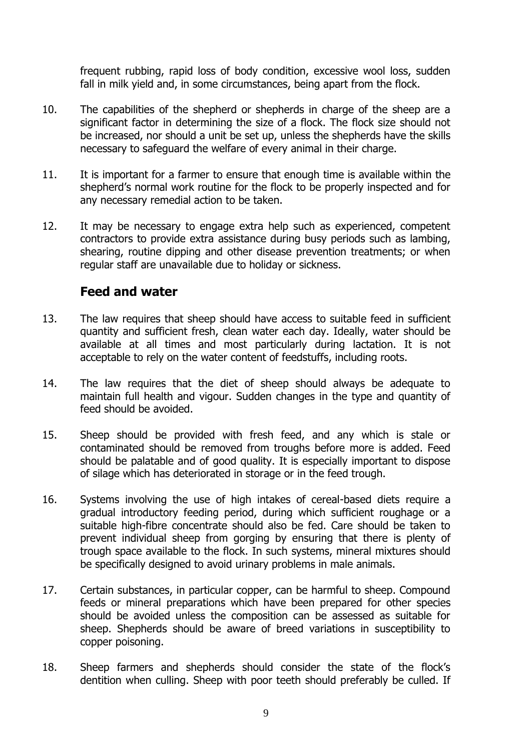frequent rubbing, rapid loss of body condition, excessive wool loss, sudden fall in milk yield and, in some circumstances, being apart from the flock.

10. The capabilities of the shepherd or shepherds in charge of the sheep are a significant factor in determining the size of a flock. The flock size should not be increased, nor should a unit be set up, unless the shepherds have the skills necessary to safeguard the welfare of every animal in their charge.

11. It is important for a farmer to ensure that enough time is available within the shepherd's normal work routine for the flock to be properly inspected and for any necessary remedial action to be taken.

12. It may be necessary to engage extra help such as experienced, competent contractors to provide extra assistance during busy periods such as lambing, shearing, routine dipping and other disease prevention treatments; or when regular staff are unavailable due to holiday or sickness.

## Feed and water

13. The law requires that sheep should have access to suitable feed in sufficient quantity and sufficient fresh, clean water each day. Ideally, water should be available at all times and most particularly during lactation. It is not acceptable to rely on the water content of feedstuffs, including roots.

14. The law requires that the diet of sheep should always be adequate to maintain full health and vigour. Sudden changes in the type and quantity of feed should be avoided.

15. Sheep should be provided with fresh feed, and any which is stale or contaminated should be removed from troughs before more is added. Feed should be palatable and of good quality. It is especially important to dispose of silage which has deteriorated in storage or in the feed trough.

16. Systems involving the use of high intakes of cereal-based diets require a gradual introductory feeding period, during which sufficient roughage or a suitable high-fibre concentrate should also be fed. Care should be taken to prevent individual sheep from gorging by ensuring that there is plenty of trough space available to the flock. In such systems, mineral mixtures should be specifically designed to avoid urinary problems in male animals.

17. Certain substances, in particular copper, can be harmful to sheep. Compound feeds or mineral preparations which have been prepared for other species should be avoided unless the composition can be assessed as suitable for sheep. Shepherds should be aware of breed variations in susceptibility to copper poisoning.

18. Sheep farmers and shepherds should consider the state of the flock's dentition when culling. Sheep with poor teeth should preferably be culled. If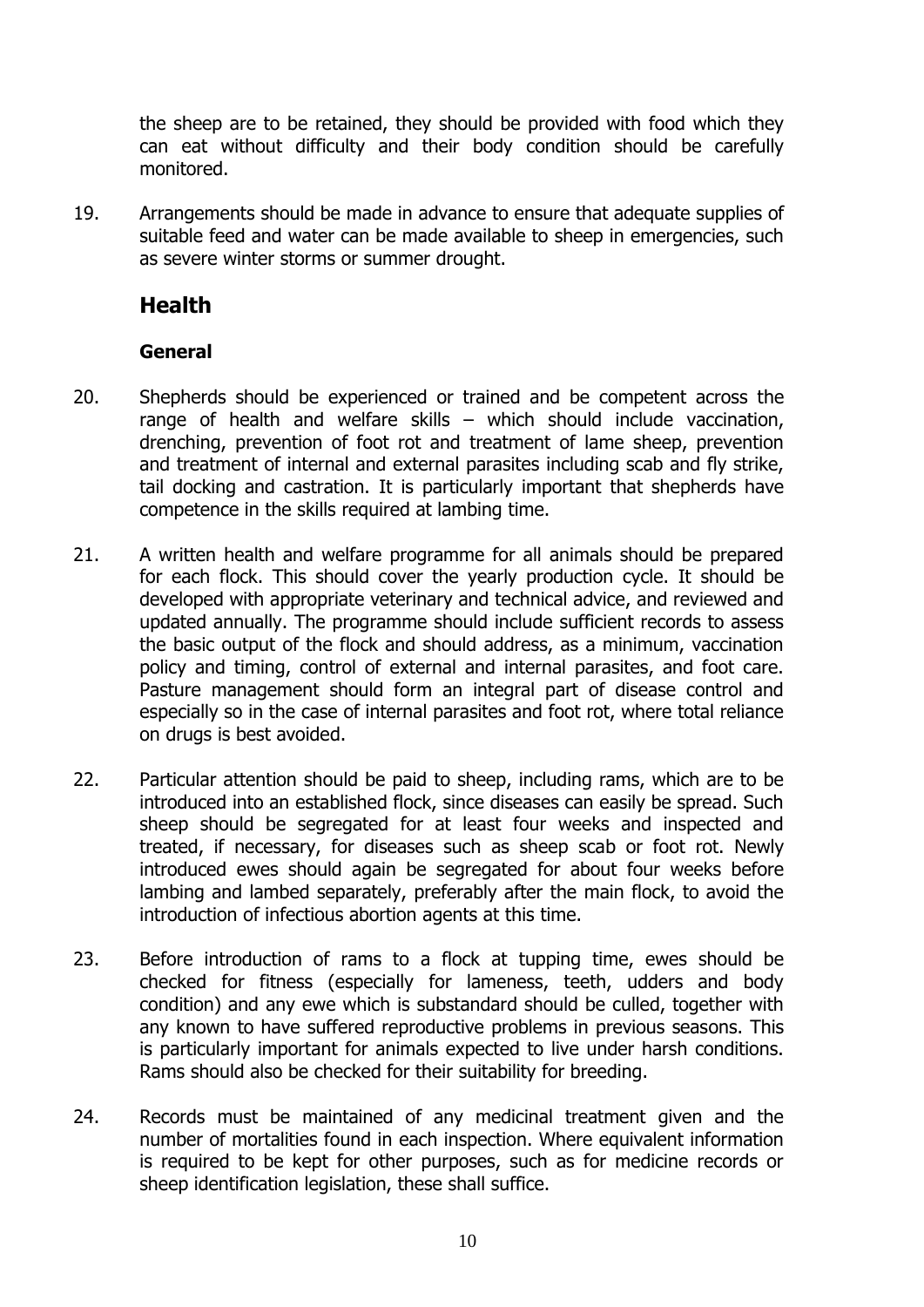the sheep are to be retained, they should be provided with food which they can eat without difficulty and their body condition should be carefully monitored.

19. Arrangements should be made in advance to ensure that adequate supplies of suitable feed and water can be made available to sheep in emergencies, such as severe winter storms or summer drought.

## Health

### General

20. Shepherds should be experienced or trained and be competent across the range of health and welfare skills – which should include vaccination, drenching, prevention of foot rot and treatment of lame sheep, prevention and treatment of internal and external parasites including scab and fly strike, tail docking and castration. It is particularly important that shepherds have competence in the skills required at lambing time.

21. A written health and welfare programme for all animals should be prepared for each flock. This should cover the yearly production cycle. It should be developed with appropriate veterinary and technical advice, and reviewed and updated annually. The programme should include sufficient records to assess the basic output of the flock and should address, as a minimum, vaccination policy and timing, control of external and internal parasites, and foot care. Pasture management should form an integral part of disease control and especially so in the case of internal parasites and foot rot, where total reliance on drugs is best avoided.

22. Particular attention should be paid to sheep, including rams, which are to be introduced into an established flock, since diseases can easily be spread. Such sheep should be segregated for at least four weeks and inspected and treated, if necessary, for diseases such as sheep scab or foot rot. Newly introduced ewes should again be segregated for about four weeks before lambing and lambed separately, preferably after the main flock, to avoid the introduction of infectious abortion agents at this time.

23. Before introduction of rams to a flock at tupping time, ewes should be checked for fitness (especially for lameness, teeth, udders and body condition) and any ewe which is substandard should be culled, together with any known to have suffered reproductive problems in previous seasons. This is particularly important for animals expected to live under harsh conditions. Rams should also be checked for their suitability for breeding.

24. Records must be maintained of any medicinal treatment given and the number of mortalities found in each inspection. Where equivalent information is required to be kept for other purposes, such as for medicine records or sheep identification legislation, these shall suffice.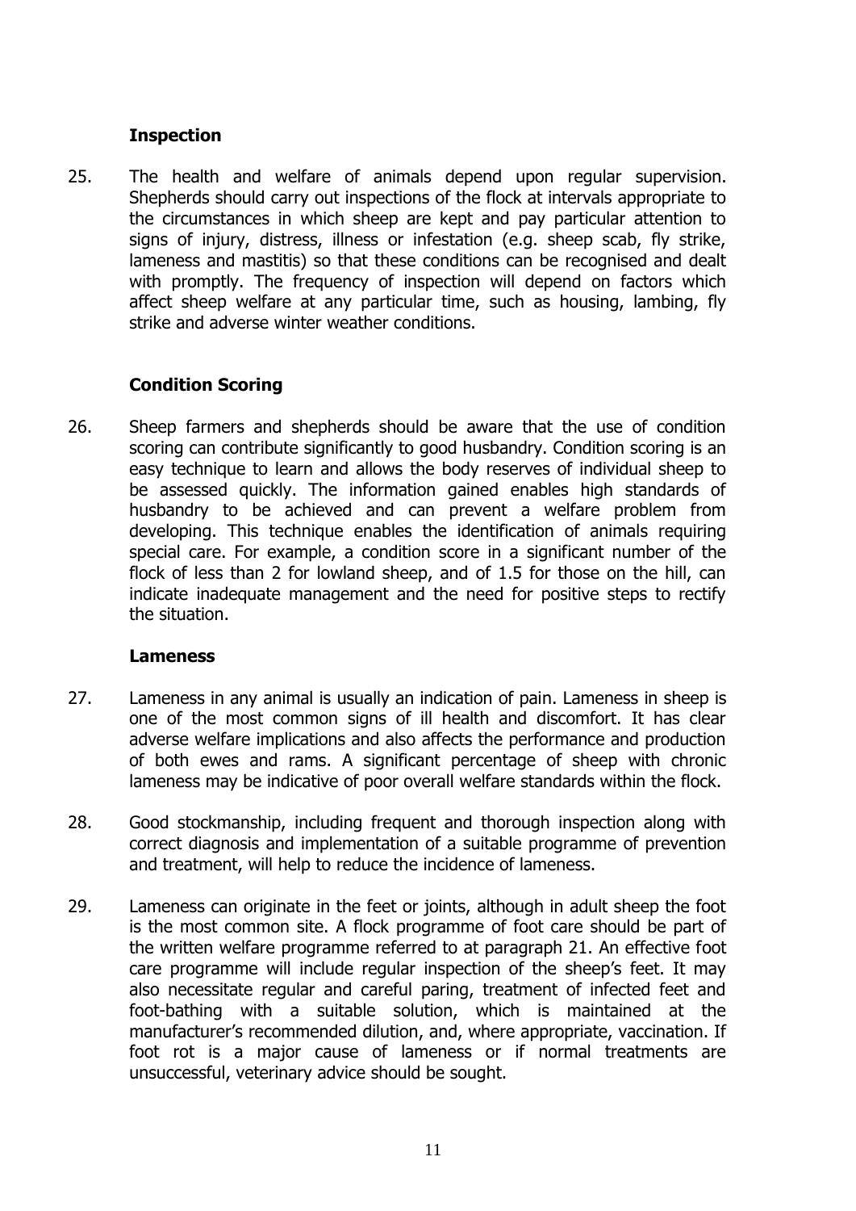### Inspection

25. The health and welfare of animals depend upon regular supervision. Shepherds should carry out inspections of the flock at intervals appropriate to the circumstances in which sheep are kept and pay particular attention to signs of injury, distress, illness or infestation (e.g. sheep scab, fly strike, lameness and mastitis) so that these conditions can be recognised and dealt with promptly. The frequency of inspection will depend on factors which affect sheep welfare at any particular time, such as housing, lambing, fly strike and adverse winter weather conditions.

### Condition Scoring

26. Sheep farmers and shepherds should be aware that the use of condition scoring can contribute significantly to good husbandry. Condition scoring is an easy technique to learn and allows the body reserves of individual sheep to be assessed quickly. The information gained enables high standards of husbandry to be achieved and can prevent a welfare problem from developing. This technique enables the identification of animals requiring special care. For example, a condition score in a significant number of the flock of less than 2 for lowland sheep, and of 1.5 for those on the hill, can indicate inadequate management and the need for positive steps to rectify the situation.

### Lameness

27. Lameness in any animal is usually an indication of pain. Lameness in sheep is one of the most common signs of ill health and discomfort. It has clear adverse welfare implications and also affects the performance and production of both ewes and rams. A significant percentage of sheep with chronic lameness may be indicative of poor overall welfare standards within the flock.

28. Good stockmanship, including frequent and thorough inspection along with correct diagnosis and implementation of a suitable programme of prevention and treatment, will help to reduce the incidence of lameness.

29. Lameness can originate in the feet or joints, although in adult sheep the foot is the most common site. A flock programme of foot care should be part of the written welfare programme referred to at paragraph 21. An effective foot care programme will include regular inspection of the sheep's feet. It may also necessitate regular and careful paring, treatment of infected feet and foot-bathing with a suitable solution, which is maintained at the manufacturer's recommended dilution, and, where appropriate, vaccination. If foot rot is a major cause of lameness or if normal treatments are unsuccessful, veterinary advice should be sought.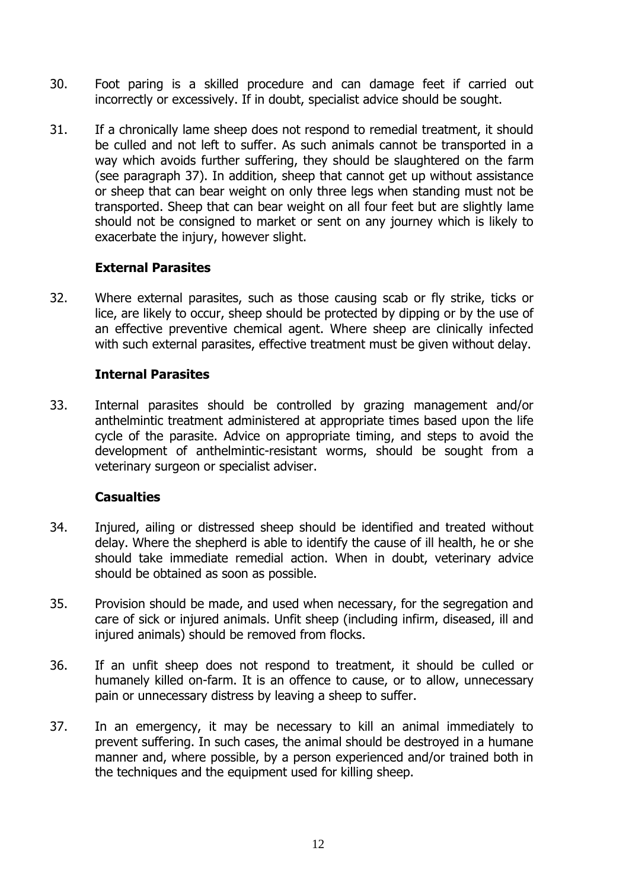30. Foot paring is a skilled procedure and can damage feet if carried out incorrectly or excessively. If in doubt, specialist advice should be sought.

31. If a chronically lame sheep does not respond to remedial treatment, it should be culled and not left to suffer. As such animals cannot be transported in a way which avoids further suffering, they should be slaughtered on the farm (see paragraph 37). In addition, sheep that cannot get up without assistance or sheep that can bear weight on only three legs when standing must not be transported. Sheep that can bear weight on all four feet but are slightly lame should not be consigned to market or sent on any journey which is likely to exacerbate the injury, however slight.

### External Parasites

32. Where external parasites, such as those causing scab or fly strike, ticks or lice, are likely to occur, sheep should be protected by dipping or by the use of an effective preventive chemical agent. Where sheep are clinically infected with such external parasites, effective treatment must be given without delay.

### Internal Parasites

33. Internal parasites should be controlled by grazing management and/or anthelmintic treatment administered at appropriate times based upon the life cycle of the parasite. Advice on appropriate timing, and steps to avoid the development of anthelmintic-resistant worms, should be sought from a veterinary surgeon or specialist adviser.

### Casualties

34. Injured, ailing or distressed sheep should be identified and treated without delay. Where the shepherd is able to identify the cause of ill health, he or she should take immediate remedial action. When in doubt, veterinary advice should be obtained as soon as possible.

35. Provision should be made, and used when necessary, for the segregation and care of sick or injured animals. Unfit sheep (including infirm, diseased, ill and injured animals) should be removed from flocks.

36. If an unfit sheep does not respond to treatment, it should be culled or humanely killed on-farm. It is an offence to cause, or to allow, unnecessary pain or unnecessary distress by leaving a sheep to suffer.

37. In an emergency, it may be necessary to kill an animal immediately to prevent suffering. In such cases, the animal should be destroyed in a humane manner and, where possible, by a person experienced and/or trained both in the techniques and the equipment used for killing sheep.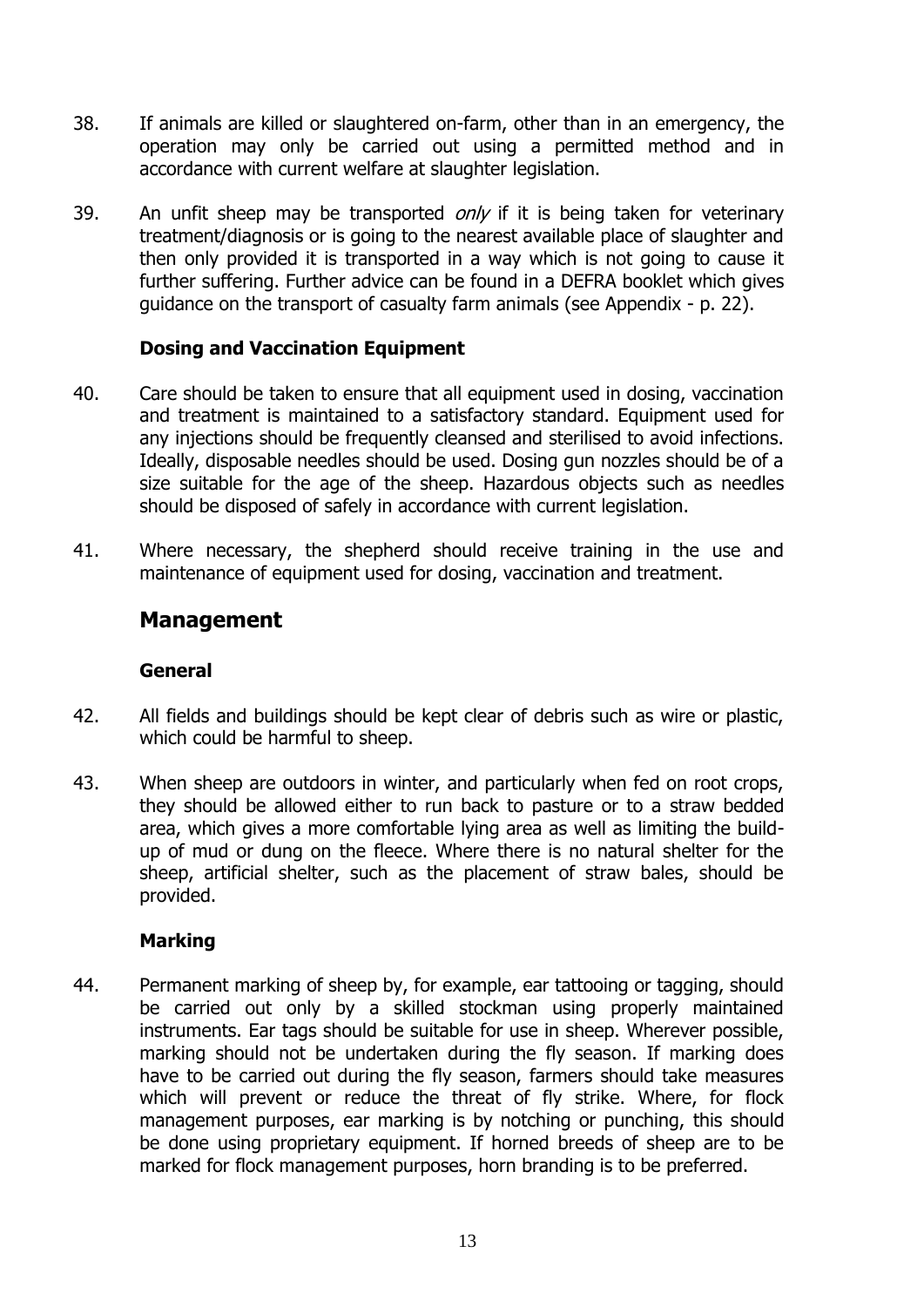38. If animals are killed or slaughtered on-farm, other than in an emergency, the operation may only be carried out using a permitted method and in accordance with current welfare at slaughter legislation.

39. An unfit sheep may be transported *only* if it is being taken for veterinary treatment/diagnosis or is going to the nearest available place of slaughter and then only provided it is transported in a way which is not going to cause it further suffering. Further advice can be found in a DEFRA booklet which gives guidance on the transport of casualty farm animals (see Appendix - p. 22).

### Dosing and Vaccination Equipment

40. Care should be taken to ensure that all equipment used in dosing, vaccination and treatment is maintained to a satisfactory standard. Equipment used for any injections should be frequently cleansed and sterilised to avoid infections. Ideally, disposable needles should be used. Dosing gun nozzles should be of a size suitable for the age of the sheep. Hazardous objects such as needles should be disposed of safely in accordance with current legislation.

41. Where necessary, the shepherd should receive training in the use and maintenance of equipment used for dosing, vaccination and treatment.

## Management

### General

42. All fields and buildings should be kept clear of debris such as wire or plastic, which could be harmful to sheep.

43. When sheep are outdoors in winter, and particularly when fed on root crops, they should be allowed either to run back to pasture or to a straw bedded area, which gives a more comfortable lying area as well as limiting the build-up of mud or dung on the fleece. Where there is no natural shelter for the sheep, artificial shelter, such as the placement of straw bales, should be provided.

### Marking

44. Permanent marking of sheep by, for example, ear tattooing or tagging, should be carried out only by a skilled stockman using properly maintained instruments. Ear tags should be suitable for use in sheep. Wherever possible, marking should not be undertaken during the fly season. If marking does have to be carried out during the fly season, farmers should take measures which will prevent or reduce the threat of fly strike. Where, for flock management purposes, ear marking is by notching or punching, this should be done using proprietary equipment. If horned breeds of sheep are to be marked for flock management purposes, horn branding is to be preferred.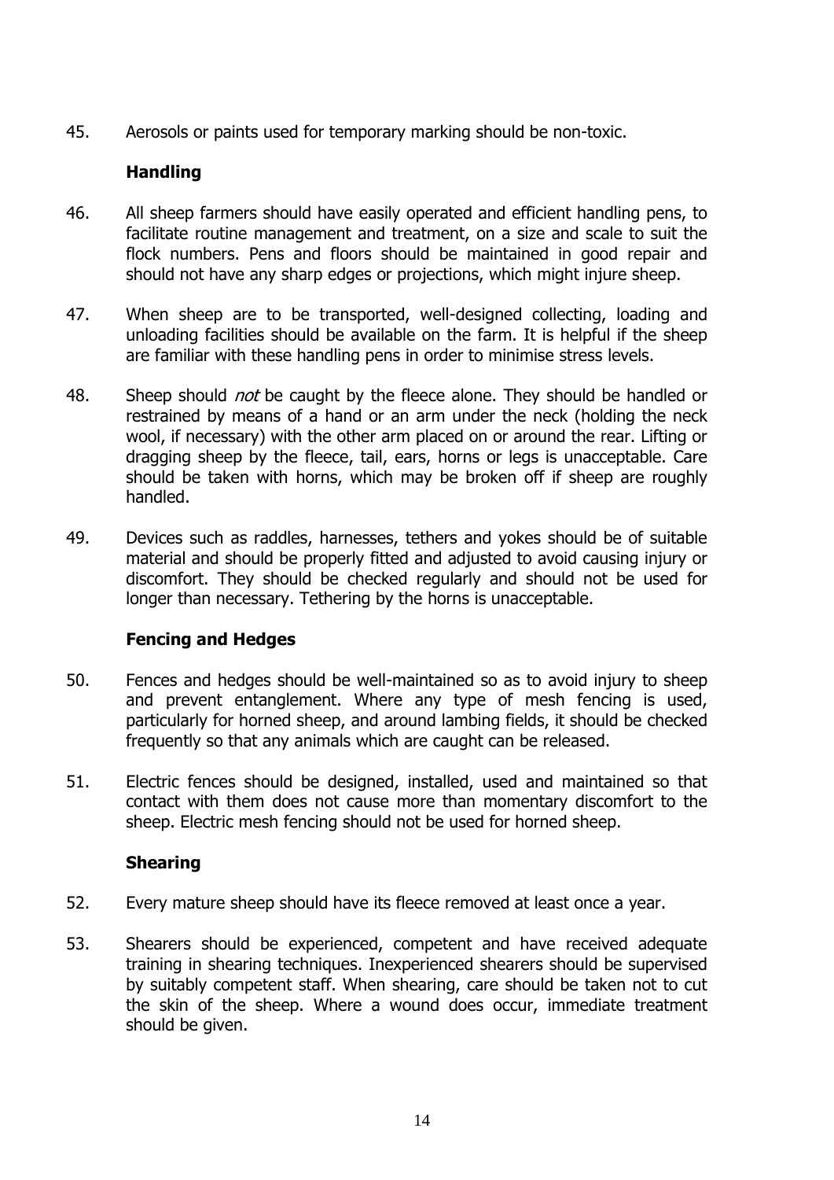45. Aerosols or paints used for temporary marking should be non-toxic.

## Handling

46. All sheep farmers should have easily operated and efficient handling pens, to facilitate routine management and treatment, on a size and scale to suit the flock numbers. Pens and floors should be maintained in good repair and should not have any sharp edges or projections, which might injure sheep.

47. When sheep are to be transported, well-designed collecting, loading and unloading facilities should be available on the farm. It is helpful if the sheep are familiar with these handling pens in order to minimise stress levels.

48. Sheep should *not* be caught by the fleece alone. They should be handled or restrained by means of a hand or an arm under the neck (holding the neck wool, if necessary) with the other arm placed on or around the rear. Lifting or dragging sheep by the fleece, tail, ears, horns or legs is unacceptable. Care should be taken with horns, which may be broken off if sheep are roughly handled.

49. Devices such as raddles, harnesses, tethers and yokes should be of suitable material and should be properly fitted and adjusted to avoid causing injury or discomfort. They should be checked regularly and should not be used for longer than necessary. Tethering by the horns is unacceptable.

## Fencing and Hedges

50. Fences and hedges should be well-maintained so as to avoid injury to sheep and prevent entanglement. Where any type of mesh fencing is used, particularly for horned sheep, and around lambing fields, it should be checked frequently so that any animals which are caught can be released.

51. Electric fences should be designed, installed, used and maintained so that contact with them does not cause more than momentary discomfort to the sheep. Electric mesh fencing should not be used for horned sheep.

## Shearing

52. Every mature sheep should have its fleece removed at least once a year.

53. Shearers should be experienced, competent and have received adequate training in shearing techniques. Inexperienced shearers should be supervised by suitably competent staff. When shearing, care should be taken not to cut the skin of the sheep. Where a wound does occur, immediate treatment should be given.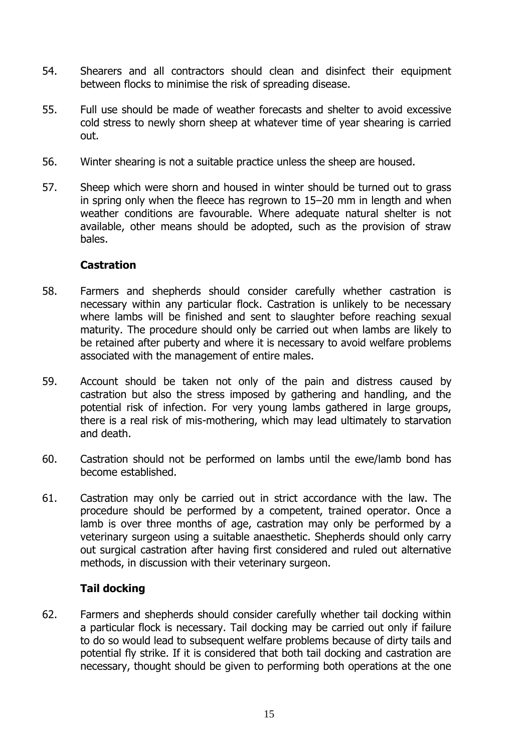54. Shearers and all contractors should clean and disinfect their equipment between flocks to minimise the risk of spreading disease.

55. Full use should be made of weather forecasts and shelter to avoid excessive cold stress to newly shorn sheep at whatever time of year shearing is carried out.

56. Winter shearing is not a suitable practice unless the sheep are housed.

57. Sheep which were shorn and housed in winter should be turned out to grass in spring only when the fleece has regrown to 15–20 mm in length and when weather conditions are favourable. Where adequate natural shelter is not available, other means should be adopted, such as the provision of straw bales.

### Castration

58. Farmers and shepherds should consider carefully whether castration is necessary within any particular flock. Castration is unlikely to be necessary where lambs will be finished and sent to slaughter before reaching sexual maturity. The procedure should only be carried out when lambs are likely to be retained after puberty and where it is necessary to avoid welfare problems associated with the management of entire males.

59. Account should be taken not only of the pain and distress caused by castration but also the stress imposed by gathering and handling, and the potential risk of infection. For very young lambs gathered in large groups, there is a real risk of mis-mothering, which may lead ultimately to starvation and death.

60. Castration should not be performed on lambs until the ewe/lamb bond has become established.

61. Castration may only be carried out in strict accordance with the law. The procedure should be performed by a competent, trained operator. Once a lamb is over three months of age, castration may only be performed by a veterinary surgeon using a suitable anaesthetic. Shepherds should only carry out surgical castration after having first considered and ruled out alternative methods, in discussion with their veterinary surgeon.

### Tail docking

62. Farmers and shepherds should consider carefully whether tail docking within a particular flock is necessary. Tail docking may be carried out only if failure to do so would lead to subsequent welfare problems because of dirty tails and potential fly strike. If it is considered that both tail docking and castration are necessary, thought should be given to performing both operations at the one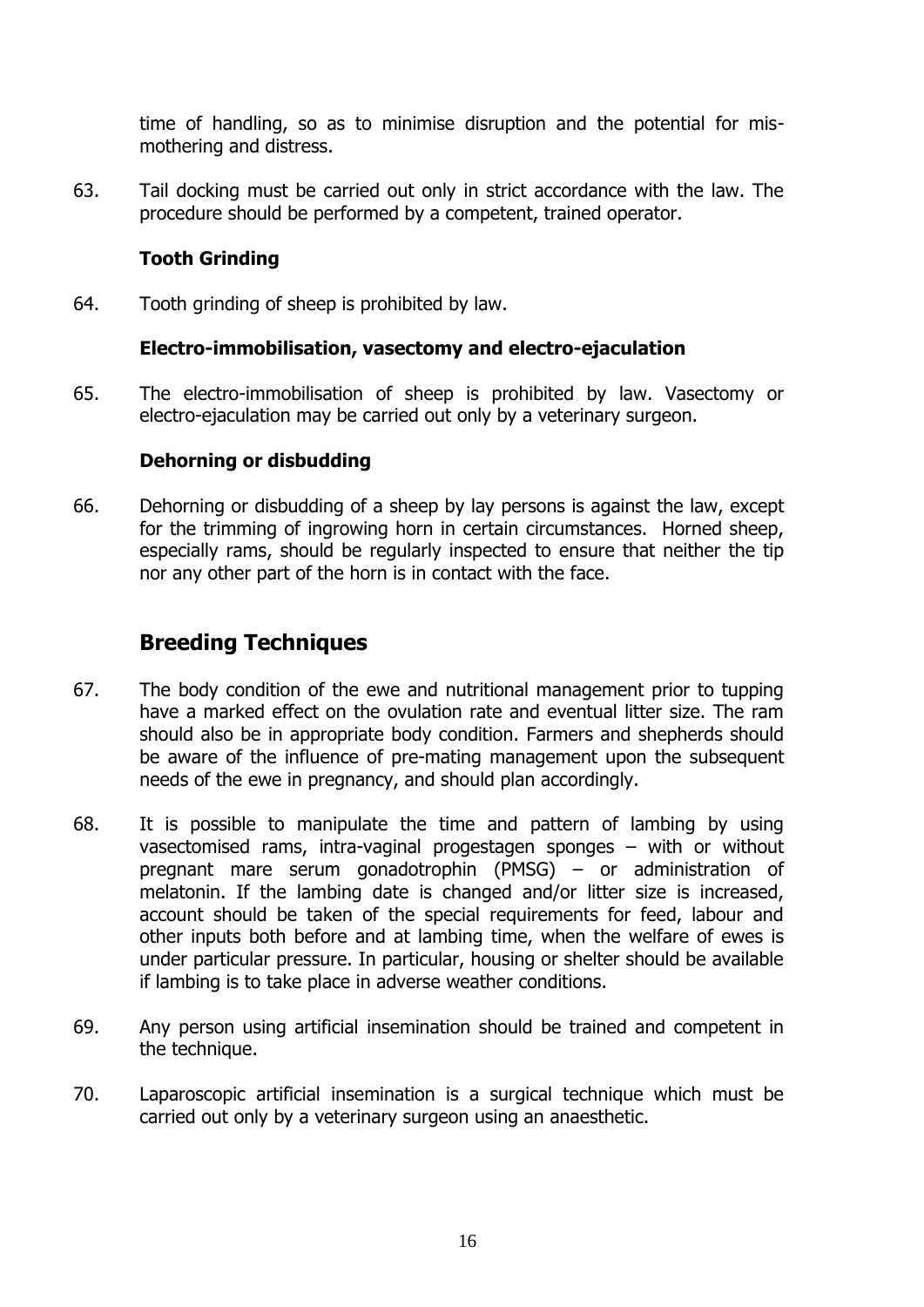time of handling, so as to minimise disruption and the potential for mis-mothering and distress.

63. Tail docking must be carried out only in strict accordance with the law. The procedure should be performed by a competent, trained operator.

### Tooth Grinding

64. Tooth grinding of sheep is prohibited by law.

### Electro-immobilisation, vasectomy and electro-ejaculation

65. The electro-immobilisation of sheep is prohibited by law. Vasectomy or electro-ejaculation may be carried out only by a veterinary surgeon.

### Dehorning or disbudding

66. Dehorning or disbudding of a sheep by lay persons is against the law, except for the trimming of ingrowing horn in certain circumstances. Horned sheep, especially rams, should be regularly inspected to ensure that neither the tip nor any other part of the horn is in contact with the face.

## Breeding Techniques

67. The body condition of the ewe and nutritional management prior to tupping have a marked effect on the ovulation rate and eventual litter size. The ram should also be in appropriate body condition. Farmers and shepherds should be aware of the influence of pre-mating management upon the subsequent needs of the ewe in pregnancy, and should plan accordingly.

68. It is possible to manipulate the time and pattern of lambing by using vasectomised rams, intra-vaginal progestagen sponges – with or without pregnant mare serum gonadotrophin (PMSG) – or administration of melatonin. If the lambing date is changed and/or litter size is increased, account should be taken of the special requirements for feed, labour and other inputs both before and at lambing time, when the welfare of ewes is under particular pressure. In particular, housing or shelter should be available if lambing is to take place in adverse weather conditions.

69. Any person using artificial insemination should be trained and competent in the technique.

70. Laparoscopic artificial insemination is a surgical technique which must be carried out only by a veterinary surgeon using an anaesthetic.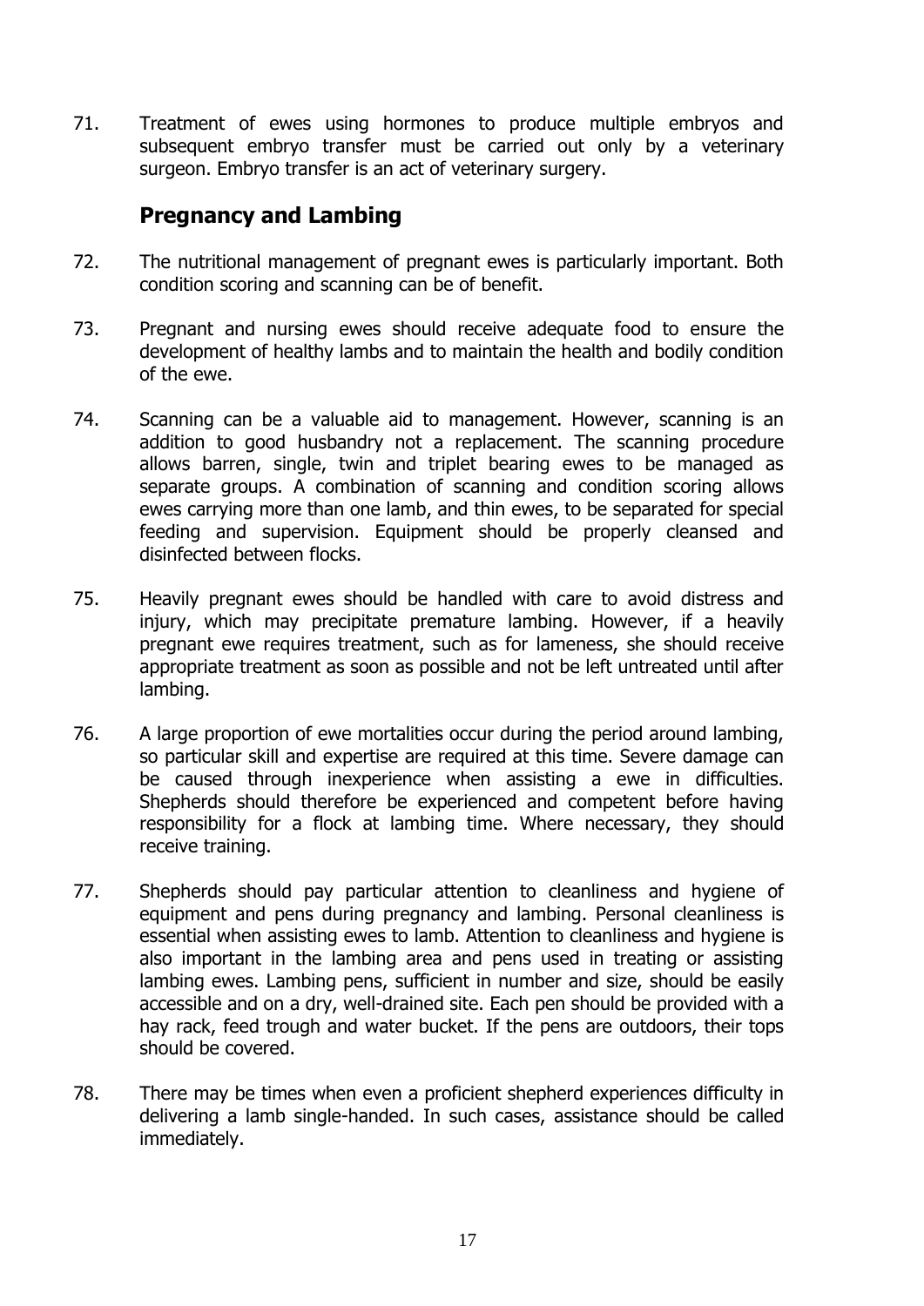71. Treatment of ewes using hormones to produce multiple embryos and subsequent embryo transfer must be carried out only by a veterinary surgeon. Embryo transfer is an act of veterinary surgery.

## Pregnancy and Lambing

72. The nutritional management of pregnant ewes is particularly important. Both condition scoring and scanning can be of benefit.

73. Pregnant and nursing ewes should receive adequate food to ensure the development of healthy lambs and to maintain the health and bodily condition of the ewe.

74. Scanning can be a valuable aid to management. However, scanning is an addition to good husbandry not a replacement. The scanning procedure allows barren, single, twin and triplet bearing ewes to be managed as separate groups. A combination of scanning and condition scoring allows ewes carrying more than one lamb, and thin ewes, to be separated for special feeding and supervision. Equipment should be properly cleansed and disinfected between flocks.

75. Heavily pregnant ewes should be handled with care to avoid distress and injury, which may precipitate premature lambing. However, if a heavily pregnant ewe requires treatment, such as for lameness, she should receive appropriate treatment as soon as possible and not be left untreated until after lambing.

76. A large proportion of ewe mortalities occur during the period around lambing, so particular skill and expertise are required at this time. Severe damage can be caused through inexperience when assisting a ewe in difficulties. Shepherds should therefore be experienced and competent before having responsibility for a flock at lambing time. Where necessary, they should receive training.

77. Shepherds should pay particular attention to cleanliness and hygiene of equipment and pens during pregnancy and lambing. Personal cleanliness is essential when assisting ewes to lamb. Attention to cleanliness and hygiene is also important in the lambing area and pens used in treating or assisting lambing ewes. Lambing pens, sufficient in number and size, should be easily accessible and on a dry, well-drained site. Each pen should be provided with a hay rack, feed trough and water bucket. If the pens are outdoors, their tops should be covered.

78. There may be times when even a proficient shepherd experiences difficulty in delivering a lamb single-handed. In such cases, assistance should be called immediately.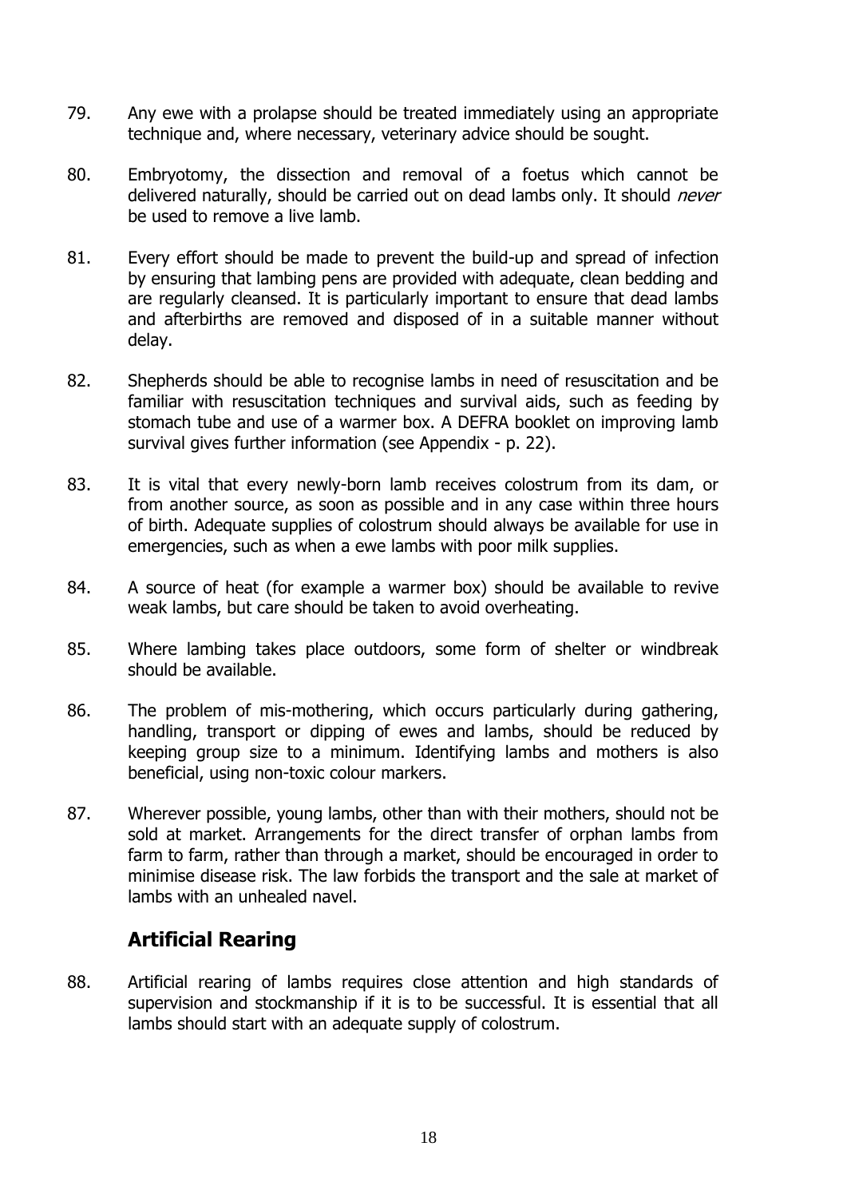79. Any ewe with a prolapse should be treated immediately using an appropriate technique and, where necessary, veterinary advice should be sought.

80. Embryotomy, the dissection and removal of a foetus which cannot be delivered naturally, should be carried out on dead lambs only. It should *never* be used to remove a live lamb.

81. Every effort should be made to prevent the build-up and spread of infection by ensuring that lambing pens are provided with adequate, clean bedding and are regularly cleansed. It is particularly important to ensure that dead lambs and afterbirths are removed and disposed of in a suitable manner without delay.

82. Shepherds should be able to recognise lambs in need of resuscitation and be familiar with resuscitation techniques and survival aids, such as feeding by stomach tube and use of a warmer box. A DEFRA booklet on improving lamb survival gives further information (see Appendix - p. 22).

83. It is vital that every newly-born lamb receives colostrum from its dam, or from another source, as soon as possible and in any case within three hours of birth. Adequate supplies of colostrum should always be available for use in emergencies, such as when a ewe lambs with poor milk supplies.

84. A source of heat (for example a warmer box) should be available to revive weak lambs, but care should be taken to avoid overheating.

85. Where lambing takes place outdoors, some form of shelter or windbreak should be available.

86. The problem of mis-mothering, which occurs particularly during gathering, handling, transport or dipping of ewes and lambs, should be reduced by keeping group size to a minimum. Identifying lambs and mothers is also beneficial, using non-toxic colour markers.

87. Wherever possible, young lambs, other than with their mothers, should not be sold at market. Arrangements for the direct transfer of orphan lambs from farm to farm, rather than through a market, should be encouraged in order to minimise disease risk. The law forbids the transport and the sale at market of lambs with an unhealed navel.

## Artificial Rearing

88. Artificial rearing of lambs requires close attention and high standards of supervision and stockmanship if it is to be successful. It is essential that all lambs should start with an adequate supply of colostrum.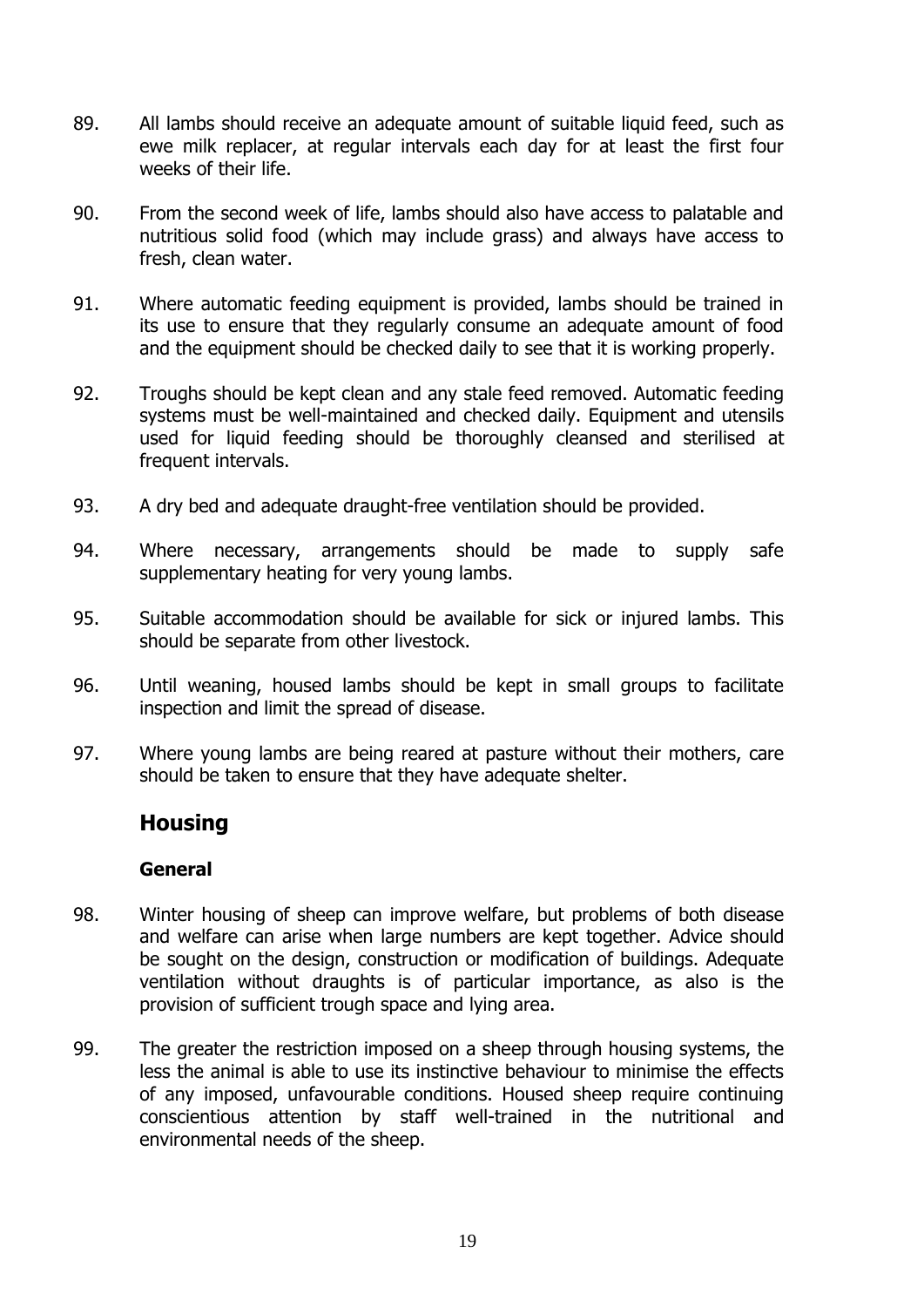89. All lambs should receive an adequate amount of suitable liquid feed, such as ewe milk replacer, at regular intervals each day for at least the first four weeks of their life.

90. From the second week of life, lambs should also have access to palatable and nutritious solid food (which may include grass) and always have access to fresh, clean water.

91. Where automatic feeding equipment is provided, lambs should be trained in its use to ensure that they regularly consume an adequate amount of food and the equipment should be checked daily to see that it is working properly.

92. Troughs should be kept clean and any stale feed removed. Automatic feeding systems must be well-maintained and checked daily. Equipment and utensils used for liquid feeding should be thoroughly cleansed and sterilised at frequent intervals.

93. A dry bed and adequate draught-free ventilation should be provided.

94. Where necessary, arrangements should be made to supply safe supplementary heating for very young lambs.

95. Suitable accommodation should be available for sick or injured lambs. This should be separate from other livestock.

96. Until weaning, housed lambs should be kept in small groups to facilitate inspection and limit the spread of disease.

97. Where young lambs are being reared at pasture without their mothers, care should be taken to ensure that they have adequate shelter.

## Housing

### General

98. Winter housing of sheep can improve welfare, but problems of both disease and welfare can arise when large numbers are kept together. Advice should be sought on the design, construction or modification of buildings. Adequate ventilation without draughts is of particular importance, as also is the provision of sufficient trough space and lying area.

99. The greater the restriction imposed on a sheep through housing systems, the less the animal is able to use its instinctive behaviour to minimise the effects of any imposed, unfavourable conditions. Housed sheep require continuing conscientious attention by staff well-trained in the nutritional and environmental needs of the sheep.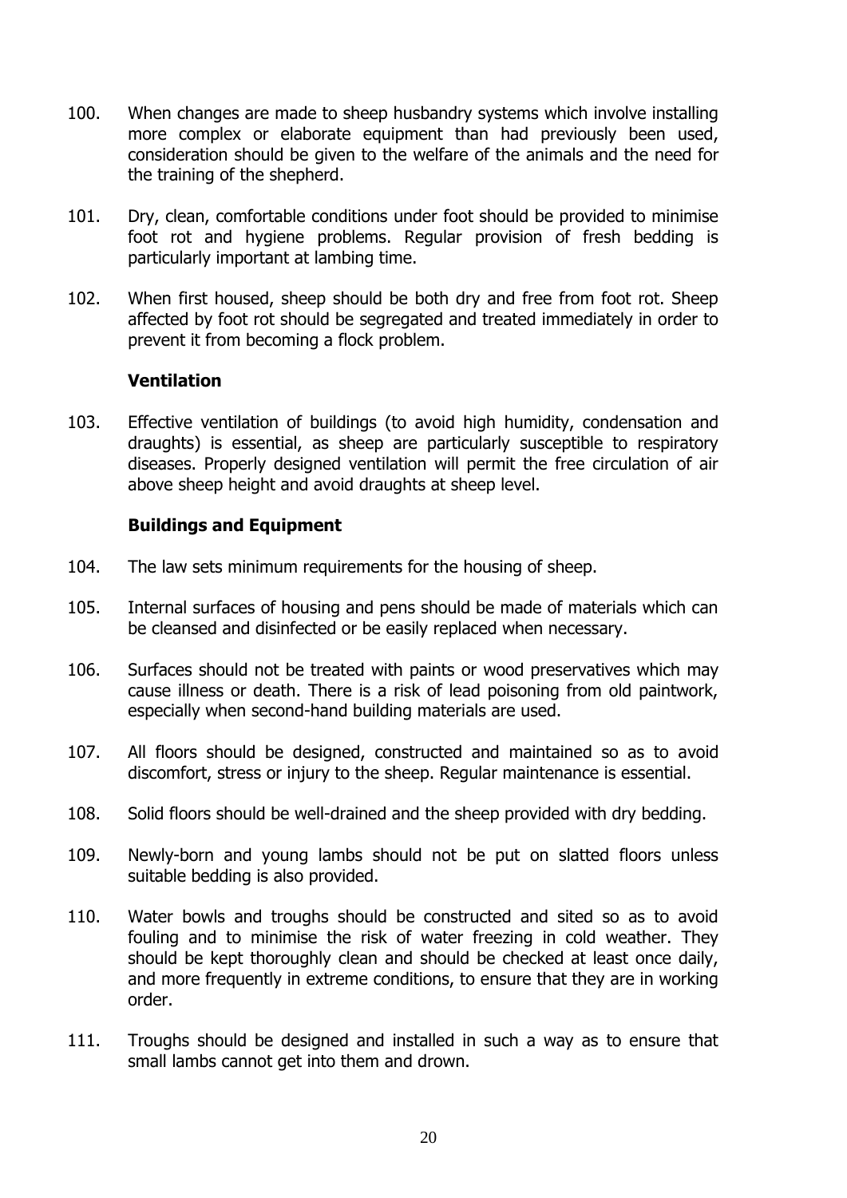100. When changes are made to sheep husbandry systems which involve installing more complex or elaborate equipment than had previously been used, consideration should be given to the welfare of the animals and the need for the training of the shepherd.

101. Dry, clean, comfortable conditions under foot should be provided to minimise foot rot and hygiene problems. Regular provision of fresh bedding is particularly important at lambing time.

102. When first housed, sheep should be both dry and free from foot rot. Sheep affected by foot rot should be segregated and treated immediately in order to prevent it from becoming a flock problem.

### Ventilation

103. Effective ventilation of buildings (to avoid high humidity, condensation and draughts) is essential, as sheep are particularly susceptible to respiratory diseases. Properly designed ventilation will permit the free circulation of air above sheep height and avoid draughts at sheep level.

### Buildings and Equipment

104. The law sets minimum requirements for the housing of sheep.

105. Internal surfaces of housing and pens should be made of materials which can be cleansed and disinfected or be easily replaced when necessary.

106. Surfaces should not be treated with paints or wood preservatives which may cause illness or death. There is a risk of lead poisoning from old paintwork, especially when second-hand building materials are used.

107. All floors should be designed, constructed and maintained so as to avoid discomfort, stress or injury to the sheep. Regular maintenance is essential.

108. Solid floors should be well-drained and the sheep provided with dry bedding.

109. Newly-born and young lambs should not be put on slatted floors unless suitable bedding is also provided.

110. Water bowls and troughs should be constructed and sited so as to avoid fouling and to minimise the risk of water freezing in cold weather. They should be kept thoroughly clean and should be checked at least once daily, and more frequently in extreme conditions, to ensure that they are in working order.

111. Troughs should be designed and installed in such a way as to ensure that small lambs cannot get into them and drown.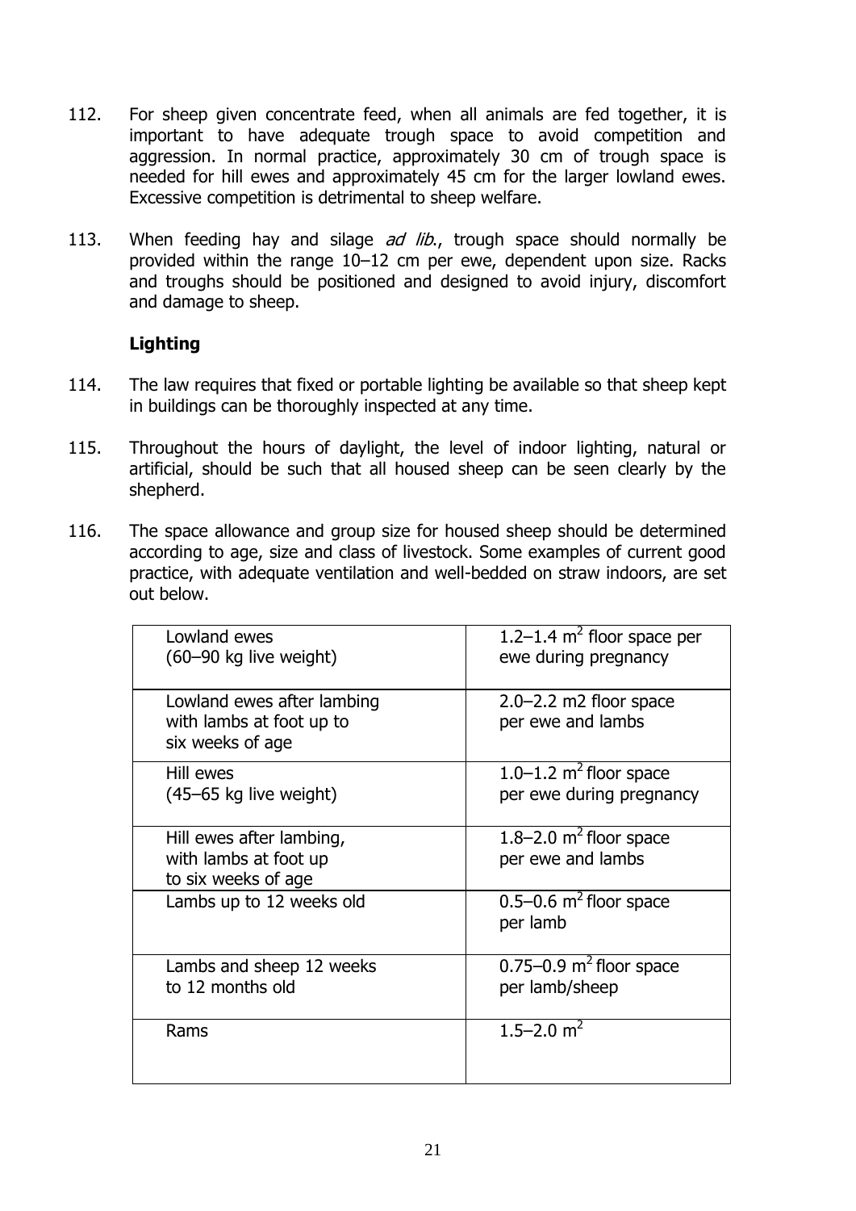112. For sheep given concentrate feed, when all animals are fed together, it is important to have adequate trough space to avoid competition and aggression. In normal practice, approximately 30 cm of trough space is needed for hill ewes and approximately 45 cm for the larger lowland ewes. Excessive competition is detrimental to sheep welfare.

113. When feeding hay and silage *ad lib.*, trough space should normally be provided within the range 10–12 cm per ewe, dependent upon size. Racks and troughs should be positioned and designed to avoid injury, discomfort and damage to sheep.

**Lighting**

114. The law requires that fixed or portable lighting be available so that sheep kept in buildings can be thoroughly inspected at any time.

115. Throughout the hours of daylight, the level of indoor lighting, natural or artificial, should be such that all housed sheep can be seen clearly by the shepherd.

116. The space allowance and group size for housed sheep should be determined according to age, size and class of livestock. Some examples of current good practice, with adequate ventilation and well-bedded on straw indoors, are set out below.

| | |
|---|---|
| Lowland ewes (60–90 kg live weight) | 1.2–1.4 $m^2$ floor space per ewe during pregnancy |
| Lowland ewes after lambing with lambs at foot up to six weeks of age | 2.0–2.2 m2 floor space per ewe and lambs |
| Hill ewes (45–65 kg live weight) | 1.0–1.2 $m^2$ floor space per ewe during pregnancy |
| Hill ewes after lambing, with lambs at foot up to six weeks of age | 1.8–2.0 $m^2$ floor space per ewe and lambs |
| Lambs up to 12 weeks old | 0.5–0.6 $m^2$ floor space per lamb |
| Lambs and sheep 12 weeks to 12 months old | 0.75–0.9 $m^2$ floor space per lamb/sheep |
| Rams | 1.5–2.0 $m^2$ |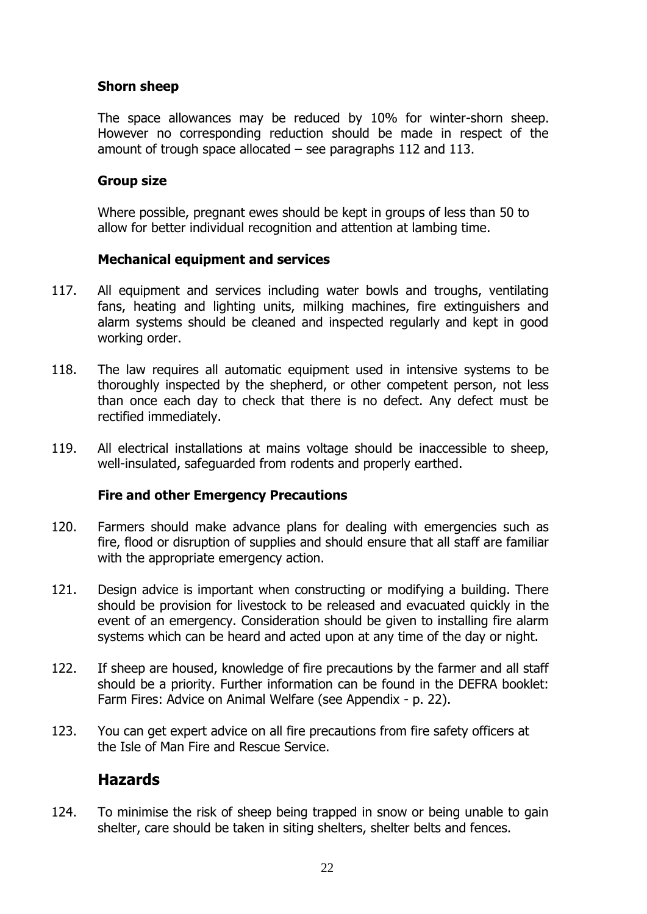### Shorn sheep

The space allowances may be reduced by 10% for winter-shorn sheep. However no corresponding reduction should be made in respect of the amount of trough space allocated – see paragraphs 112 and 113.

### Group size

Where possible, pregnant ewes should be kept in groups of less than 50 to allow for better individual recognition and attention at lambing time.

### Mechanical equipment and services

117. All equipment and services including water bowls and troughs, ventilating fans, heating and lighting units, milking machines, fire extinguishers and alarm systems should be cleaned and inspected regularly and kept in good working order.

118. The law requires all automatic equipment used in intensive systems to be thoroughly inspected by the shepherd, or other competent person, not less than once each day to check that there is no defect. Any defect must be rectified immediately.

119. All electrical installations at mains voltage should be inaccessible to sheep, well-insulated, safeguarded from rodents and properly earthed.

### Fire and other Emergency Precautions

120. Farmers should make advance plans for dealing with emergencies such as fire, flood or disruption of supplies and should ensure that all staff are familiar with the appropriate emergency action.

121. Design advice is important when constructing or modifying a building. There should be provision for livestock to be released and evacuated quickly in the event of an emergency. Consideration should be given to installing fire alarm systems which can be heard and acted upon at any time of the day or night.

122. If sheep are housed, knowledge of fire precautions by the farmer and all staff should be a priority. Further information can be found in the DEFRA booklet: Farm Fires: Advice on Animal Welfare (see Appendix - p. 22).

123. You can get expert advice on all fire precautions from fire safety officers at the Isle of Man Fire and Rescue Service.

## Hazards

124. To minimise the risk of sheep being trapped in snow or being unable to gain shelter, care should be taken in siting shelters, shelter belts and fences.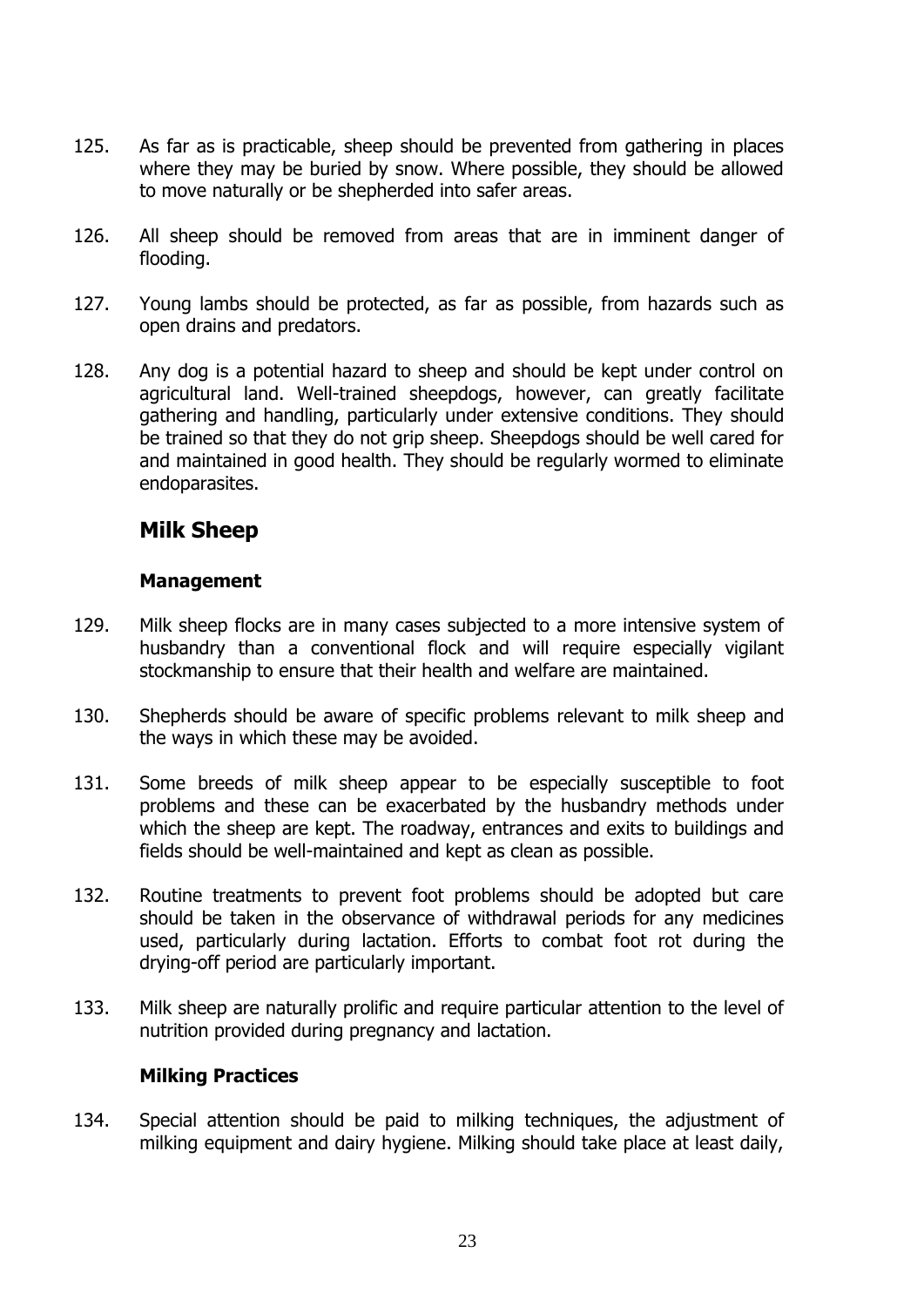125. As far as is practicable, sheep should be prevented from gathering in places where they may be buried by snow. Where possible, they should be allowed to move naturally or be shepherded into safer areas.

126. All sheep should be removed from areas that are in imminent danger of flooding.

127. Young lambs should be protected, as far as possible, from hazards such as open drains and predators.

128. Any dog is a potential hazard to sheep and should be kept under control on agricultural land. Well-trained sheepdogs, however, can greatly facilitate gathering and handling, particularly under extensive conditions. They should be trained so that they do not grip sheep. Sheepdogs should be well cared for and maintained in good health. They should be regularly wormed to eliminate endoparasites.

## Milk Sheep

### Management

129. Milk sheep flocks are in many cases subjected to a more intensive system of husbandry than a conventional flock and will require especially vigilant stockmanship to ensure that their health and welfare are maintained.

130. Shepherds should be aware of specific problems relevant to milk sheep and the ways in which these may be avoided.

131. Some breeds of milk sheep appear to be especially susceptible to foot problems and these can be exacerbated by the husbandry methods under which the sheep are kept. The roadway, entrances and exits to buildings and fields should be well-maintained and kept as clean as possible.

132. Routine treatments to prevent foot problems should be adopted but care should be taken in the observance of withdrawal periods for any medicines used, particularly during lactation. Efforts to combat foot rot during the drying-off period are particularly important.

133. Milk sheep are naturally prolific and require particular attention to the level of nutrition provided during pregnancy and lactation.

### Milking Practices

134. Special attention should be paid to milking techniques, the adjustment of milking equipment and dairy hygiene. Milking should take place at least daily,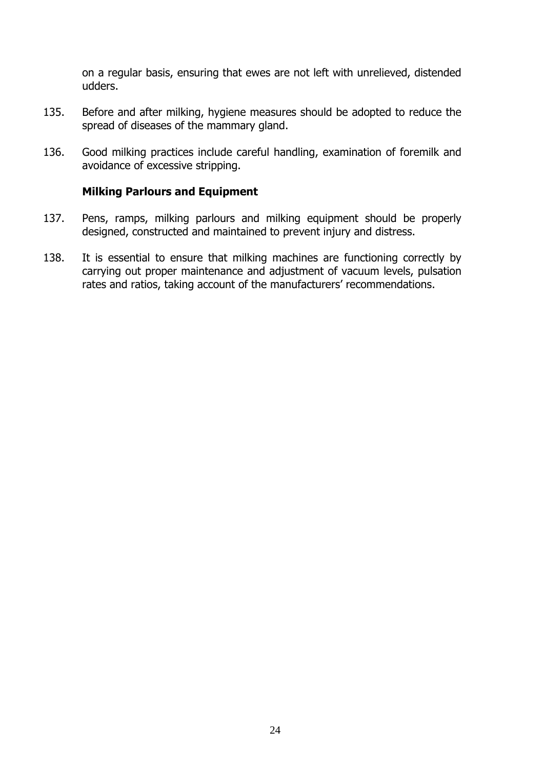on a regular basis, ensuring that ewes are not left with unrelieved, distended udders.

135. Before and after milking, hygiene measures should be adopted to reduce the spread of diseases of the mammary gland.

136. Good milking practices include careful handling, examination of foremilk and avoidance of excessive stripping.

### Milking Parlours and Equipment

137. Pens, ramps, milking parlours and milking equipment should be properly designed, constructed and maintained to prevent injury and distress.

138. It is essential to ensure that milking machines are functioning correctly by carrying out proper maintenance and adjustment of vacuum levels, pulsation rates and ratios, taking account of the manufacturers' recommendations.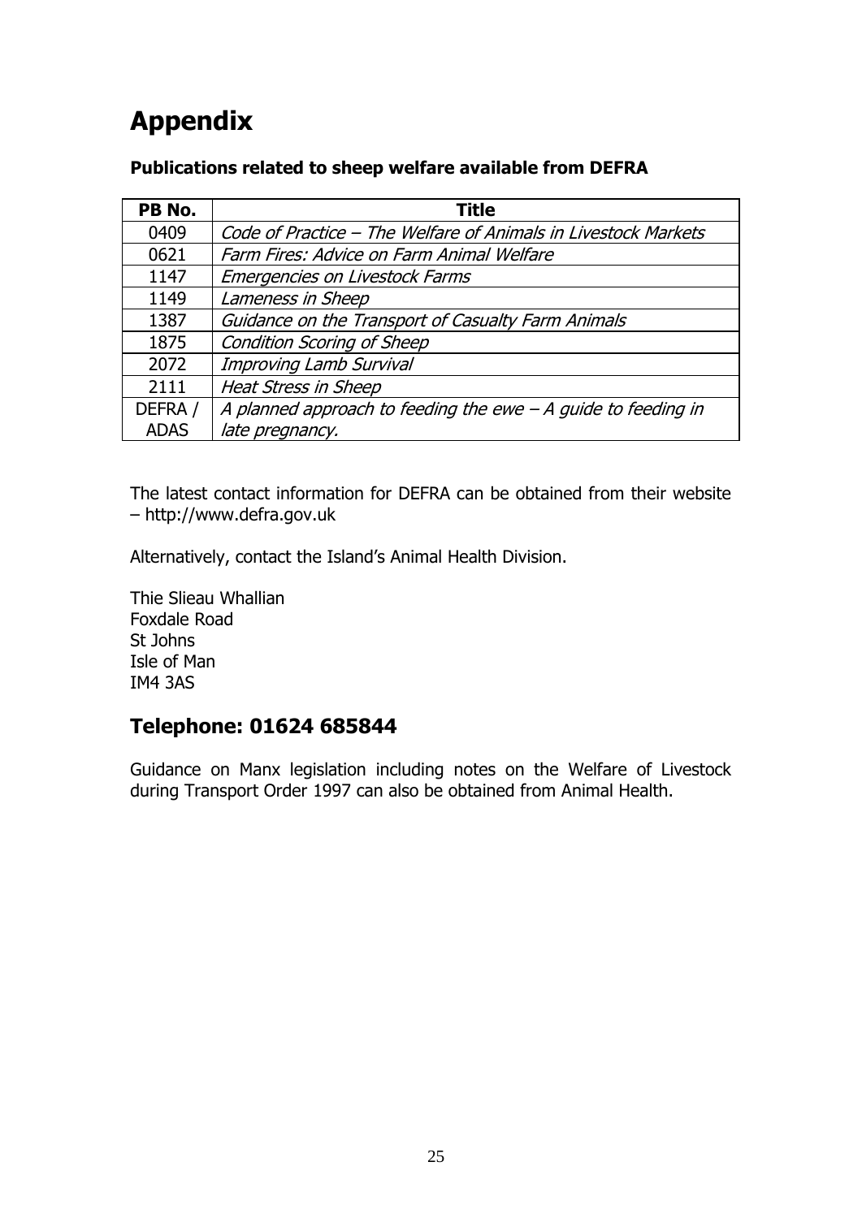# Appendix

**Publications related to sheep welfare available from DEFRA**

| PB No. | Title |
|---|---|
| 0409 | *Code of Practice – The Welfare of Animals in Livestock Markets* |
| 0621 | *Farm Fires: Advice on Farm Animal Welfare* |
| 1147 | *Emergencies on Livestock Farms* |
| 1149 | *Lameness in Sheep* |
| 1387 | *Guidance on the Transport of Casualty Farm Animals* |
| 1875 | *Condition Scoring of Sheep* |
| 2072 | *Improving Lamb Survival* |
| 2111 | *Heat Stress in Sheep* |
| DEFRA / ADAS | *A planned approach to feeding the ewe – A guide to feeding in late pregnancy.* |

The latest contact information for DEFRA can be obtained from their website – http://www.defra.gov.uk

Alternatively, contact the Island's Animal Health Division.

Thie Slieau Whallian
Foxdale Road
St Johns
Isle of Man
IM4 3AS

## Telephone: 01624 685844

Guidance on Manx legislation including notes on the Welfare of Livestock during Transport Order 1997 can also be obtained from Animal Health.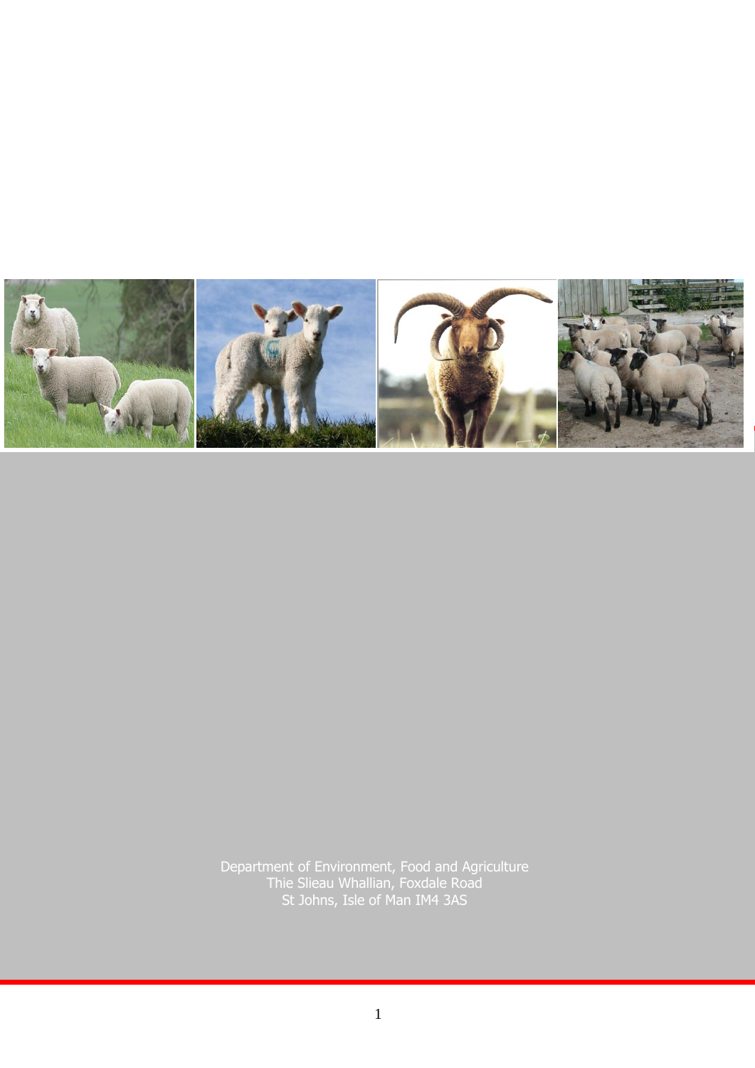Department of Environment, Food and Agriculture
Thie Slieau Whallian, Foxdale Road
St Johns, Isle of Man IM4 3AS